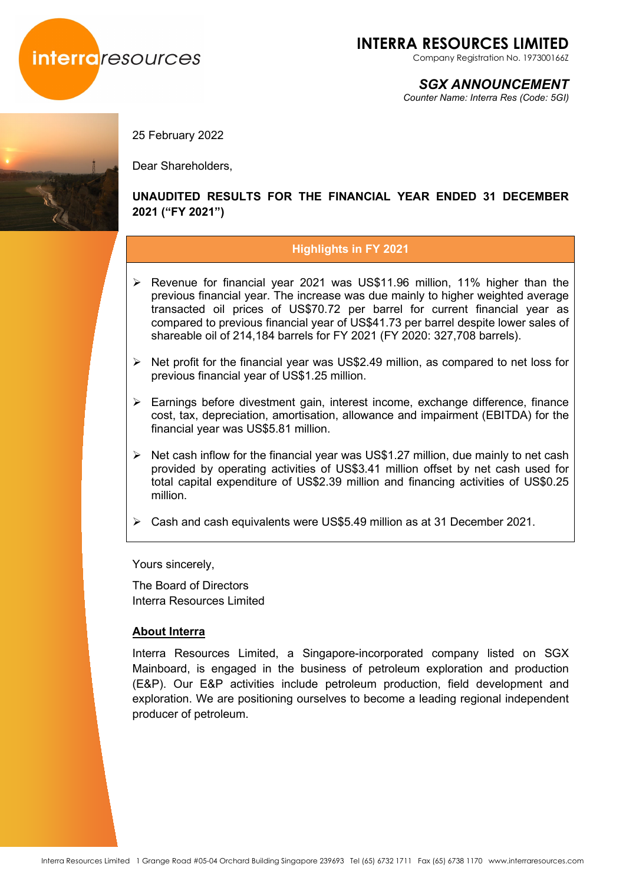# INTERRA RESOURCES LIMITED

Company Registration No. 197300166Z

## *SGX ANNOUNCEMENT*

*Counter Name: Interra Res (Code: 5GI)*

25 February 2022

Dear Shareholders,

**UNAUDITED RESULTS FOR THE FINANCIAL YEAR ENDED 31 DECEMBER 2021 ("FY 2021")**

**Highlights in FY 2021**

- Revenue for financial year 2021 was US$11.96 million, 11% higher than the previous financial year. The increase was due mainly to higher weighted average transacted oil prices of US$70.72 per barrel for current financial year as compared to previous financial year of US$41.73 per barrel despite lower sales of shareable oil of 214,184 barrels for FY 2021 (FY 2020: 327,708 barrels).
- Net profit for the financial year was US$2.49 million, as compared to net loss for previous financial year of US$1.25 million.
- Earnings before divestment gain, interest income, exchange difference, finance cost, tax, depreciation, amortisation, allowance and impairment (EBITDA) for the financial year was US$5.81 million.
- Net cash inflow for the financial year was US$1.27 million, due mainly to net cash provided by operating activities of US$3.41 million offset by net cash used for total capital expenditure of US$2.39 million and financing activities of US$0.25 million.
- Cash and cash equivalents were US$5.49 million as at 31 December 2021.

Yours sincerely,

The Board of Directors
Interra Resources Limited

**About Interra**

Interra Resources Limited, a Singapore-incorporated company listed on SGX Mainboard, is engaged in the business of petroleum exploration and production (E&P). Our E&P activities include petroleum production, field development and exploration. We are positioning ourselves to become a leading regional independent producer of petroleum.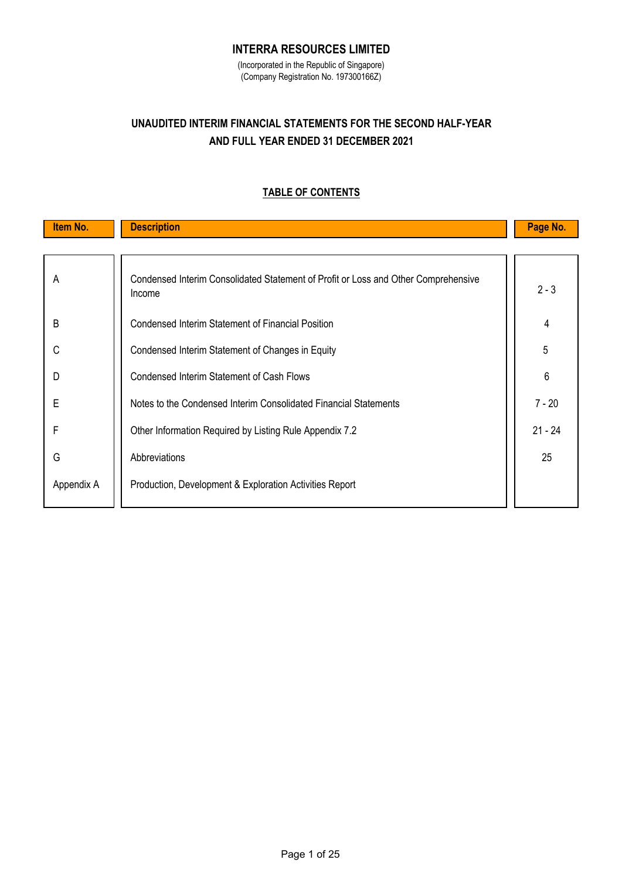# INTERRA RESOURCES LIMITED

(Incorporated in the Republic of Singapore)
(Company Registration No. 197300166Z)

## UNAUDITED INTERIM FINANCIAL STATEMENTS FOR THE SECOND HALF-YEAR AND FULL YEAR ENDED 31 DECEMBER 2021

### TABLE OF CONTENTS

| Item No. | Description | Page No. |
|---|---|---|
| A | Condensed Interim Consolidated Statement of Profit or Loss and Other Comprehensive Income | 2 - 3 |
| B | Condensed Interim Statement of Financial Position | 4 |
| C | Condensed Interim Statement of Changes in Equity | 5 |
| D | Condensed Interim Statement of Cash Flows | 6 |
| E | Notes to the Condensed Interim Consolidated Financial Statements | 7 - 20 |
| F | Other Information Required by Listing Rule Appendix 7.2 | 21 - 24 |
| G | Abbreviations | 25 |
| Appendix A | Production, Development & Exploration Activities Report | |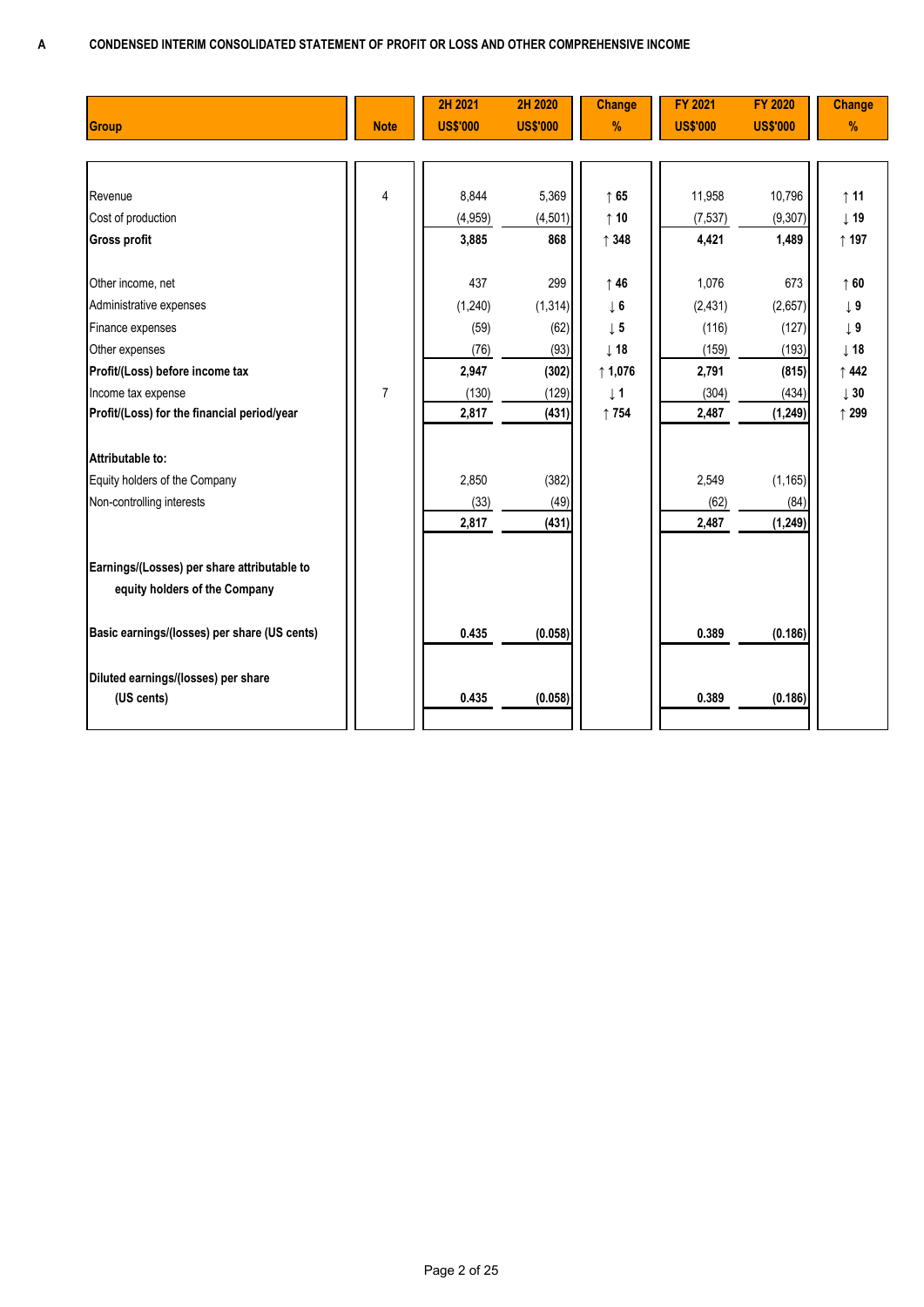## A CONDENSED INTERIM CONSOLIDATED STATEMENT OF PROFIT OR LOSS AND OTHER COMPREHENSIVE INCOME

| Group | Note | 2H 2021 US$'000 | 2H 2020 US$'000 | Change % | FY 2021 US$'000 | FY 2020 US$'000 | Change % |
|---|---|---|---|---|---|---|---|
| Revenue | 4 | 8,844 | 5,369 | ↑ 65 | 11,958 | 10,796 | ↑ 11 |
| Cost of production | | (4,959) | (4,501) | ↑ 10 | (7,537) | (9,307) | ↓ 19 |
| **Gross profit** | | **3,885** | **868** | **↑ 348** | **4,421** | **1,489** | **↑ 197** |
| Other income, net | | 437 | 299 | ↑ 46 | 1,076 | 673 | ↑ 60 |
| Administrative expenses | | (1,240) | (1,314) | ↓ 6 | (2,431) | (2,657) | ↓ 9 |
| Finance expenses | | (59) | (62) | ↓ 5 | (116) | (127) | ↓ 9 |
| Other expenses | | (76) | (93) | ↓ 18 | (159) | (193) | ↓ 18 |
| **Profit/(Loss) before income tax** | | **2,947** | **(302)** | **↑ 1,076** | **2,791** | **(815)** | **↑ 442** |
| Income tax expense | 7 | (130) | (129) | ↓ 1 | (304) | (434) | ↓ 30 |
| **Profit/(Loss) for the financial period/year** | | **2,817** | **(431)** | **↑ 754** | **2,487** | **(1,249)** | **↑ 299** |
| **Attributable to:** | | | | | | | |
| Equity holders of the Company | | 2,850 | (382) | | 2,549 | (1,165) | |
| Non-controlling interests | | (33) | (49) | | (62) | (84) | |
| | | **2,817** | **(431)** | | **2,487** | **(1,249)** | |
| **Earnings/(Losses) per share attributable to equity holders of the Company** | | | | | | | |
| **Basic earnings/(losses) per share (US cents)** | | **0.435** | **(0.058)** | | **0.389** | **(0.186)** | |
| **Diluted earnings/(losses) per share (US cents)** | | **0.435** | **(0.058)** | | **0.389** | **(0.186)** | |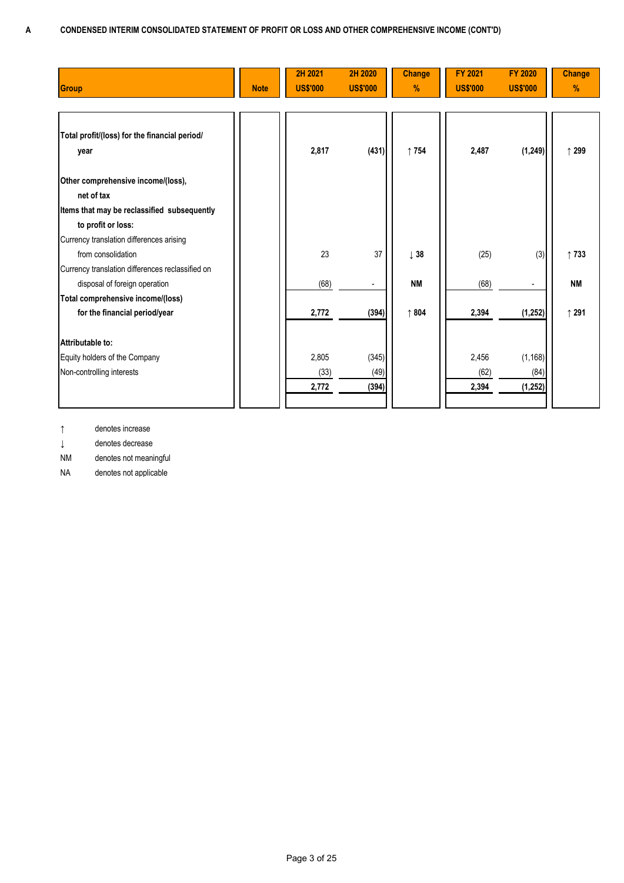**A CONDENSED INTERIM CONSOLIDATED STATEMENT OF PROFIT OR LOSS AND OTHER COMPREHENSIVE INCOME (CONT'D)**

| Group | Note | 2H 2021 US$'000 | 2H 2020 US$'000 | Change % | FY 2021 US$'000 | FY 2020 US$'000 | Change % |
|---|---|---|---|---|---|---|---|
| **Total profit/(loss) for the financial period/ year** | | **2,817** | **(431)** | **↑ 754** | **2,487** | **(1,249)** | **↑ 299** |
| **Other comprehensive income/(loss), net of tax** | | | | | | | |
| **Items that may be reclassified subsequently to profit or loss:** | | | | | | | |
| Currency translation differences arising from consolidation | | 23 | 37 | **↓ 38** | (25) | (3) | **↑ 733** |
| Currency translation differences reclassified on disposal of foreign operation | | (68) | - | **NM** | (68) | - | **NM** |
| **Total comprehensive income/(loss) for the financial period/year** | | **2,772** | **(394)** | **↑ 804** | **2,394** | **(1,252)** | **↑ 291** |
| **Attributable to:** | | | | | | | |
| Equity holders of the Company | | 2,805 | (345) | | 2,456 | (1,168) | |
| Non-controlling interests | | (33) | (49) | | (62) | (84) | |
| | | **2,772** | **(394)** | | **2,394** | **(1,252)** | |

↑ denotes increase

↓ denotes decrease

NM denotes not meaningful

NA denotes not applicable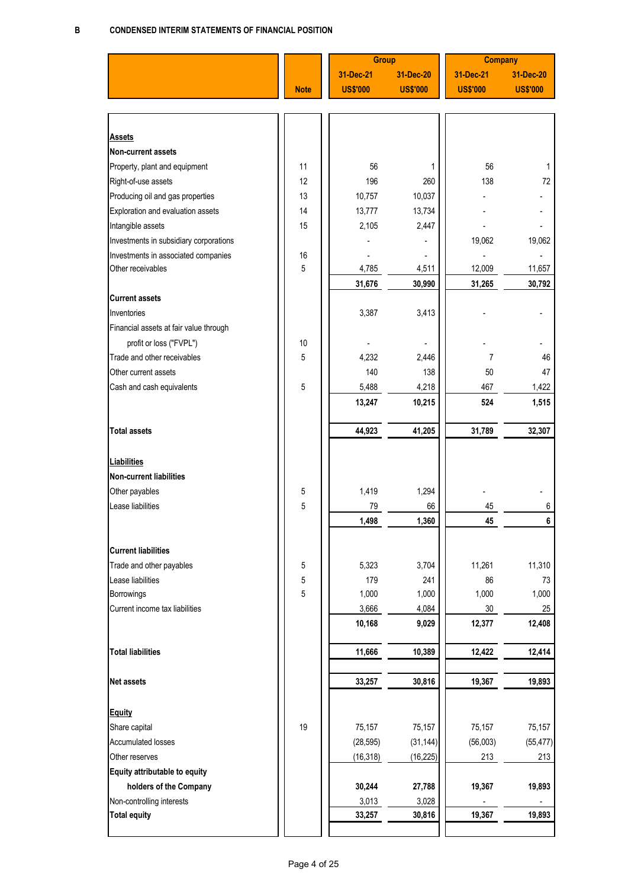## B CONDENSED INTERIM STATEMENTS OF FINANCIAL POSITION

| | Note | Group | | Company | |
|---|---|---|---|---|---|
| | | 31-Dec-21 | 31-Dec-20 | 31-Dec-21 | 31-Dec-20 |
| | | US$'000 | US$'000 | US$'000 | US$'000 |
| **Assets** | | | | | |
| **Non-current assets** | | | | | |
| Property, plant and equipment | 11 | 56 | 1 | 56 | 1 |
| Right-of-use assets | 12 | 196 | 260 | 138 | 72 |
| Producing oil and gas properties | 13 | 10,757 | 10,037 | - | - |
| Exploration and evaluation assets | 14 | 13,777 | 13,734 | - | - |
| Intangible assets | 15 | 2,105 | 2,447 | - | - |
| Investments in subsidiary corporations | | - | - | 19,062 | 19,062 |
| Investments in associated companies | 16 | - | - | - | - |
| Other receivables | 5 | 4,785 | 4,511 | 12,009 | 11,657 |
| | | **31,676** | **30,990** | **31,265** | **30,792** |
| **Current assets** | | | | | |
| Inventories | | 3,387 | 3,413 | - | - |
| Financial assets at fair value through profit or loss ("FVPL") | 10 | - | - | - | - |
| Trade and other receivables | 5 | 4,232 | 2,446 | 7 | 46 |
| Other current assets | | 140 | 138 | 50 | 47 |
| Cash and cash equivalents | 5 | 5,488 | 4,218 | 467 | 1,422 |
| | | **13,247** | **10,215** | **524** | **1,515** |
| **Total assets** | | **44,923** | **41,205** | **31,789** | **32,307** |
| **Liabilities** | | | | | |
| **Non-current liabilities** | | | | | |
| Other payables | 5 | 1,419 | 1,294 | - | - |
| Lease liabilities | 5 | 79 | 66 | 45 | 6 |
| | | **1,498** | **1,360** | **45** | **6** |
| **Current liabilities** | | | | | |
| Trade and other payables | 5 | 5,323 | 3,704 | 11,261 | 11,310 |
| Lease liabilities | 5 | 179 | 241 | 86 | 73 |
| Borrowings | 5 | 1,000 | 1,000 | 1,000 | 1,000 |
| Current income tax liabilities | | 3,666 | 4,084 | 30 | 25 |
| | | **10,168** | **9,029** | **12,377** | **12,408** |
| **Total liabilities** | | **11,666** | **10,389** | **12,422** | **12,414** |
| **Net assets** | | **33,257** | **30,816** | **19,367** | **19,893** |
| **Equity** | | | | | |
| Share capital | 19 | 75,157 | 75,157 | 75,157 | 75,157 |
| Accumulated losses | | (28,595) | (31,144) | (56,003) | (55,477) |
| Other reserves | | (16,318) | (16,225) | 213 | 213 |
| **Equity attributable to equity holders of the Company** | | **30,244** | **27,788** | **19,367** | **19,893** |
| Non-controlling interests | | 3,013 | 3,028 | - | - |
| **Total equity** | | **33,257** | **30,816** | **19,367** | **19,893** |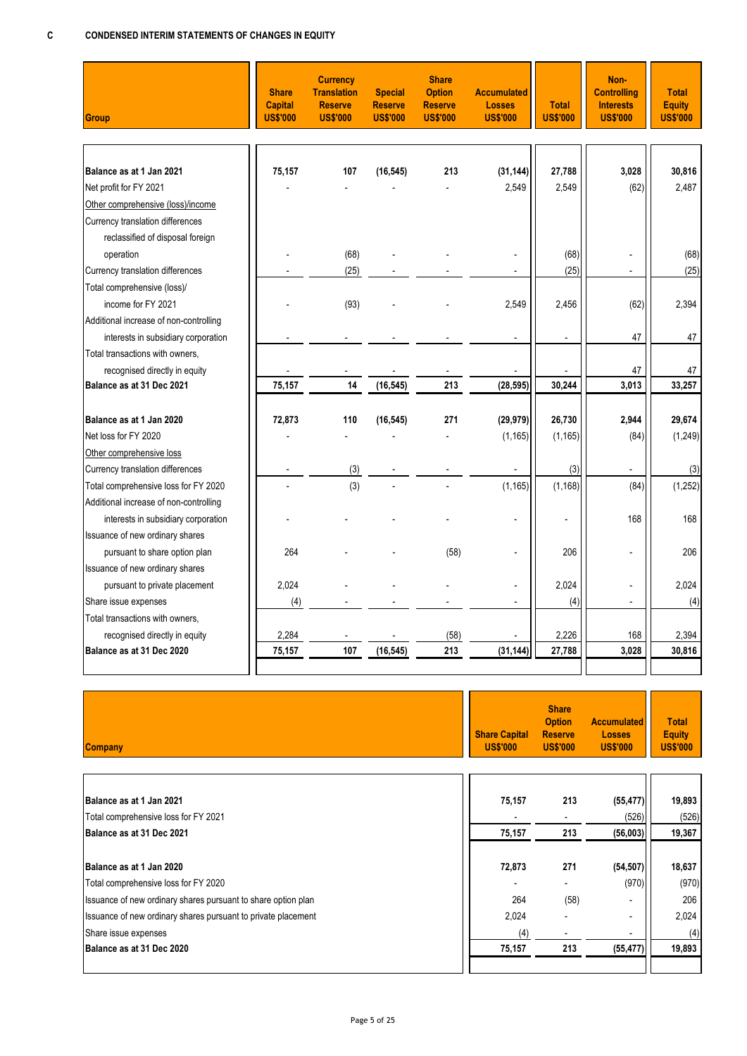## C CONDENSED INTERIM STATEMENTS OF CHANGES IN EQUITY

| Group | Share Capital US$'000 | Currency Translation Reserve US$'000 | Special Reserve US$'000 | Share Option Reserve US$'000 | Accumulated Losses US$'000 | Total US$'000 | Non-Controlling Interests US$'000 | Total Equity US$'000 |
|---|---|---|---|---|---|---|---|---|
| **Balance as at 1 Jan 2021** | **75,157** | **107** | **(16,545)** | **213** | **(31,144)** | **27,788** | **3,028** | **30,816** |
| Net profit for FY 2021 | - | - | - | - | 2,549 | 2,549 | (62) | 2,487 |
| Other comprehensive (loss)/income | | | | | | | | |
| Currency translation differences reclassified of disposal foreign operation | - | (68) | - | - | - | (68) | - | (68) |
| Currency translation differences | - | (25) | - | - | - | (25) | - | (25) |
| Total comprehensive (loss)/ income for FY 2021 | - | (93) | - | - | 2,549 | 2,456 | (62) | 2,394 |
| Additional increase of non-controlling interests in subsidiary corporation | - | - | - | - | - | - | 47 | 47 |
| Total transactions with owners, recognised directly in equity | - | - | - | - | - | - | 47 | 47 |
| **Balance as at 31 Dec 2021** | **75,157** | **14** | **(16,545)** | **213** | **(28,595)** | **30,244** | **3,013** | **33,257** |
| | | | | | | | | |
| **Balance as at 1 Jan 2020** | **72,873** | **110** | **(16,545)** | **271** | **(29,979)** | **26,730** | **2,944** | **29,674** |
| Net loss for FY 2020 | - | - | - | - | (1,165) | (1,165) | (84) | (1,249) |
| Other comprehensive loss | | | | | | | | |
| Currency translation differences | - | (3) | - | - | - | (3) | - | (3) |
| Total comprehensive loss for FY 2020 | - | (3) | - | - | (1,165) | (1,168) | (84) | (1,252) |
| Additional increase of non-controlling interests in subsidiary corporation | - | - | - | - | - | - | 168 | 168 |
| Issuance of new ordinary shares pursuant to share option plan | 264 | - | - | (58) | - | 206 | - | 206 |
| Issuance of new ordinary shares pursuant to private placement | 2,024 | - | - | - | - | 2,024 | - | 2,024 |
| Share issue expenses | (4) | - | - | - | - | (4) | - | (4) |
| Total transactions with owners, recognised directly in equity | 2,284 | - | - | (58) | - | 2,226 | 168 | 2,394 |
| **Balance as at 31 Dec 2020** | **75,157** | **107** | **(16,545)** | **213** | **(31,144)** | **27,788** | **3,028** | **30,816** |

| Company | Share Capital US$'000 | Share Option Reserve US$'000 | Accumulated Losses US$'000 | Total Equity US$'000 |
|---|---|---|---|---|
| **Balance as at 1 Jan 2021** | **75,157** | **213** | **(55,477)** | **19,893** |
| Total comprehensive loss for FY 2021 | - | - | (526) | (526) |
| **Balance as at 31 Dec 2021** | **75,157** | **213** | **(56,003)** | **19,367** |
| | | | | |
| **Balance as at 1 Jan 2020** | **72,873** | **271** | **(54,507)** | **18,637** |
| Total comprehensive loss for FY 2020 | - | - | (970) | (970) |
| Issuance of new ordinary shares pursuant to share option plan | 264 | (58) | - | 206 |
| Issuance of new ordinary shares pursuant to private placement | 2,024 | - | - | 2,024 |
| Share issue expenses | (4) | - | - | (4) |
| **Balance as at 31 Dec 2020** | **75,157** | **213** | **(55,477)** | **19,893** |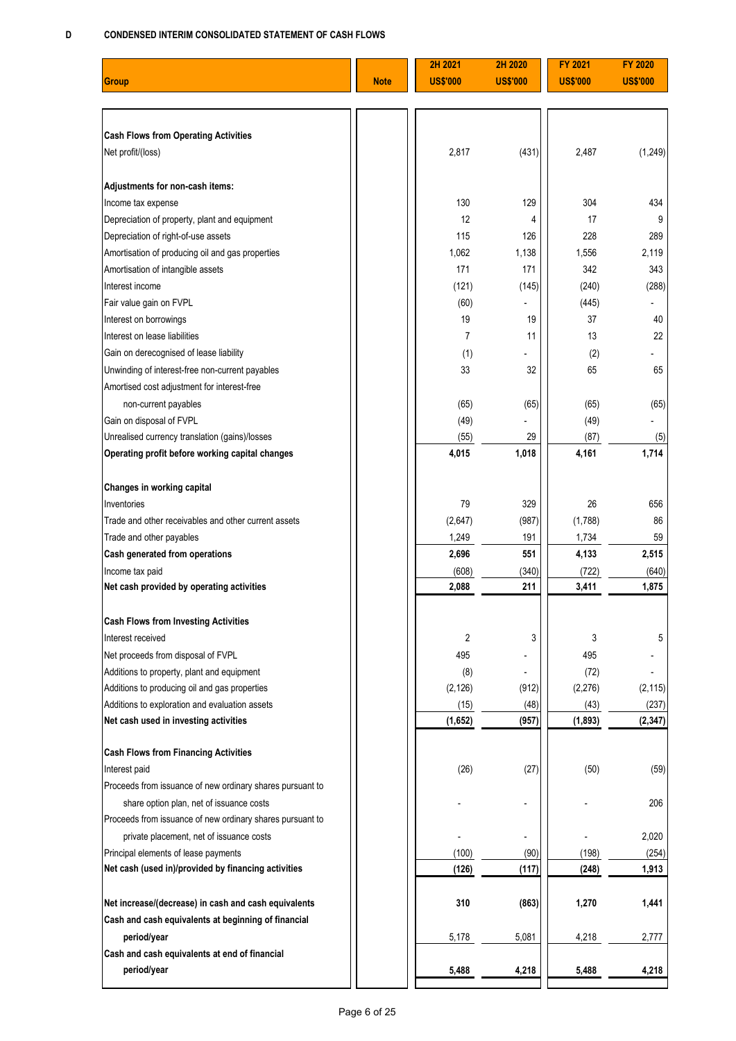## D CONDENSED INTERIM CONSOLIDATED STATEMENT OF CASH FLOWS

| Group | Note | 2H 2021 US$'000 | 2H 2020 US$'000 | FY 2021 US$'000 | FY 2020 US$'000 |
|---|---|---|---|---|---|
| **Cash Flows from Operating Activities** | | | | | |
| Net profit/(loss) | | 2,817 | (431) | 2,487 | (1,249) |
| **Adjustments for non-cash items:** | | | | | |
| Income tax expense | | 130 | 129 | 304 | 434 |
| Depreciation of property, plant and equipment | | 12 | 4 | 17 | 9 |
| Depreciation of right-of-use assets | | 115 | 126 | 228 | 289 |
| Amortisation of producing oil and gas properties | | 1,062 | 1,138 | 1,556 | 2,119 |
| Amortisation of intangible assets | | 171 | 171 | 342 | 343 |
| Interest income | | (121) | (145) | (240) | (288) |
| Fair value gain on FVPL | | (60) | - | (445) | - |
| Interest on borrowings | | 19 | 19 | 37 | 40 |
| Interest on lease liabilities | | 7 | 11 | 13 | 22 |
| Gain on derecognised of lease liability | | (1) | - | (2) | - |
| Unwinding of interest-free non-current payables | | 33 | 32 | 65 | 65 |
| Amortised cost adjustment for interest-free non-current payables | | (65) | (65) | (65) | (65) |
| Gain on disposal of FVPL | | (49) | - | (49) | - |
| Unrealised currency translation (gains)/losses | | (55) | 29 | (87) | (5) |
| **Operating profit before working capital changes** | | **4,015** | **1,018** | **4,161** | **1,714** |
| **Changes in working capital** | | | | | |
| Inventories | | 79 | 329 | 26 | 656 |
| Trade and other receivables and other current assets | | (2,647) | (987) | (1,788) | 86 |
| Trade and other payables | | 1,249 | 191 | 1,734 | 59 |
| **Cash generated from operations** | | **2,696** | **551** | **4,133** | **2,515** |
| Income tax paid | | (608) | (340) | (722) | (640) |
| **Net cash provided by operating activities** | | **2,088** | **211** | **3,411** | **1,875** |
| **Cash Flows from Investing Activities** | | | | | |
| Interest received | | 2 | 3 | 3 | 5 |
| Net proceeds from disposal of FVPL | | 495 | - | 495 | - |
| Additions to property, plant and equipment | | (8) | - | (72) | - |
| Additions to producing oil and gas properties | | (2,126) | (912) | (2,276) | (2,115) |
| Additions to exploration and evaluation assets | | (15) | (48) | (43) | (237) |
| **Net cash used in investing activities** | | **(1,652)** | **(957)** | **(1,893)** | **(2,347)** |
| **Cash Flows from Financing Activities** | | | | | |
| Interest paid | | (26) | (27) | (50) | (59) |
| Proceeds from issuance of new ordinary shares pursuant to share option plan, net of issuance costs | | - | - | - | 206 |
| Proceeds from issuance of new ordinary shares pursuant to private placement, net of issuance costs | | - | - | - | 2,020 |
| Principal elements of lease payments | | (100) | (90) | (198) | (254) |
| **Net cash (used in)/provided by financing activities** | | **(126)** | **(117)** | **(248)** | **1,913** |
| **Net increase/(decrease) in cash and cash equivalents** | | **310** | **(863)** | **1,270** | **1,441** |
| **Cash and cash equivalents at beginning of financial period/year** | | 5,178 | 5,081 | 4,218 | 2,777 |
| **Cash and cash equivalents at end of financial period/year** | | **5,488** | **4,218** | **5,488** | **4,218** |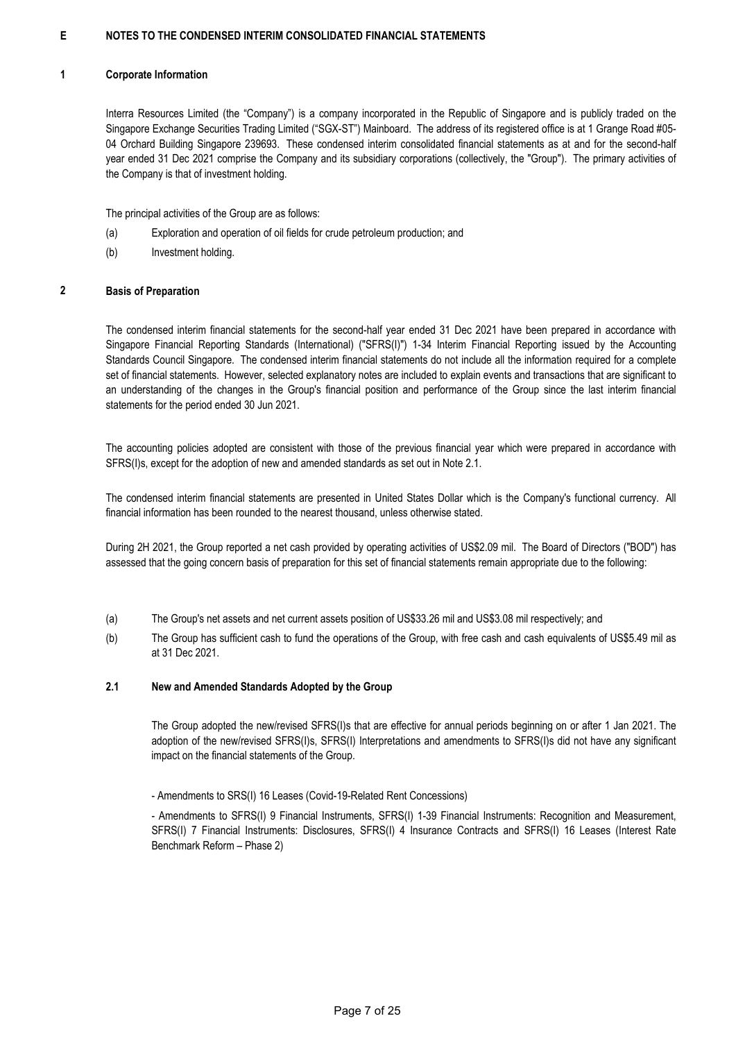## E NOTES TO THE CONDENSED INTERIM CONSOLIDATED FINANCIAL STATEMENTS

### 1 Corporate Information

Interra Resources Limited (the "Company") is a company incorporated in the Republic of Singapore and is publicly traded on the Singapore Exchange Securities Trading Limited ("SGX-ST") Mainboard. The address of its registered office is at 1 Grange Road #05-04 Orchard Building Singapore 239693. These condensed interim consolidated financial statements as at and for the second-half year ended 31 Dec 2021 comprise the Company and its subsidiary corporations (collectively, the "Group"). The primary activities of the Company is that of investment holding.

The principal activities of the Group are as follows:

(a) Exploration and operation of oil fields for crude petroleum production; and

(b) Investment holding.

### 2 Basis of Preparation

The condensed interim financial statements for the second-half year ended 31 Dec 2021 have been prepared in accordance with Singapore Financial Reporting Standards (International) ("SFRS(I)") 1-34 Interim Financial Reporting issued by the Accounting Standards Council Singapore. The condensed interim financial statements do not include all the information required for a complete set of financial statements. However, selected explanatory notes are included to explain events and transactions that are significant to an understanding of the changes in the Group's financial position and performance of the Group since the last interim financial statements for the period ended 30 Jun 2021.

The accounting policies adopted are consistent with those of the previous financial year which were prepared in accordance with SFRS(I)s, except for the adoption of new and amended standards as set out in Note 2.1.

The condensed interim financial statements are presented in United States Dollar which is the Company's functional currency. All financial information has been rounded to the nearest thousand, unless otherwise stated.

During 2H 2021, the Group reported a net cash provided by operating activities of US$2.09 mil. The Board of Directors ("BOD") has assessed that the going concern basis of preparation for this set of financial statements remain appropriate due to the following:

(a) The Group's net assets and net current assets position of US$33.26 mil and US$3.08 mil respectively; and

(b) The Group has sufficient cash to fund the operations of the Group, with free cash and cash equivalents of US$5.49 mil as at 31 Dec 2021.

#### 2.1 New and Amended Standards Adopted by the Group

The Group adopted the new/revised SFRS(I)s that are effective for annual periods beginning on or after 1 Jan 2021. The adoption of the new/revised SFRS(I)s, SFRS(I) Interpretations and amendments to SFRS(I)s did not have any significant impact on the financial statements of the Group.

- Amendments to SRS(I) 16 Leases (Covid-19-Related Rent Concessions)

- Amendments to SFRS(I) 9 Financial Instruments, SFRS(I) 1-39 Financial Instruments: Recognition and Measurement, SFRS(I) 7 Financial Instruments: Disclosures, SFRS(I) 4 Insurance Contracts and SFRS(I) 16 Leases (Interest Rate Benchmark Reform – Phase 2)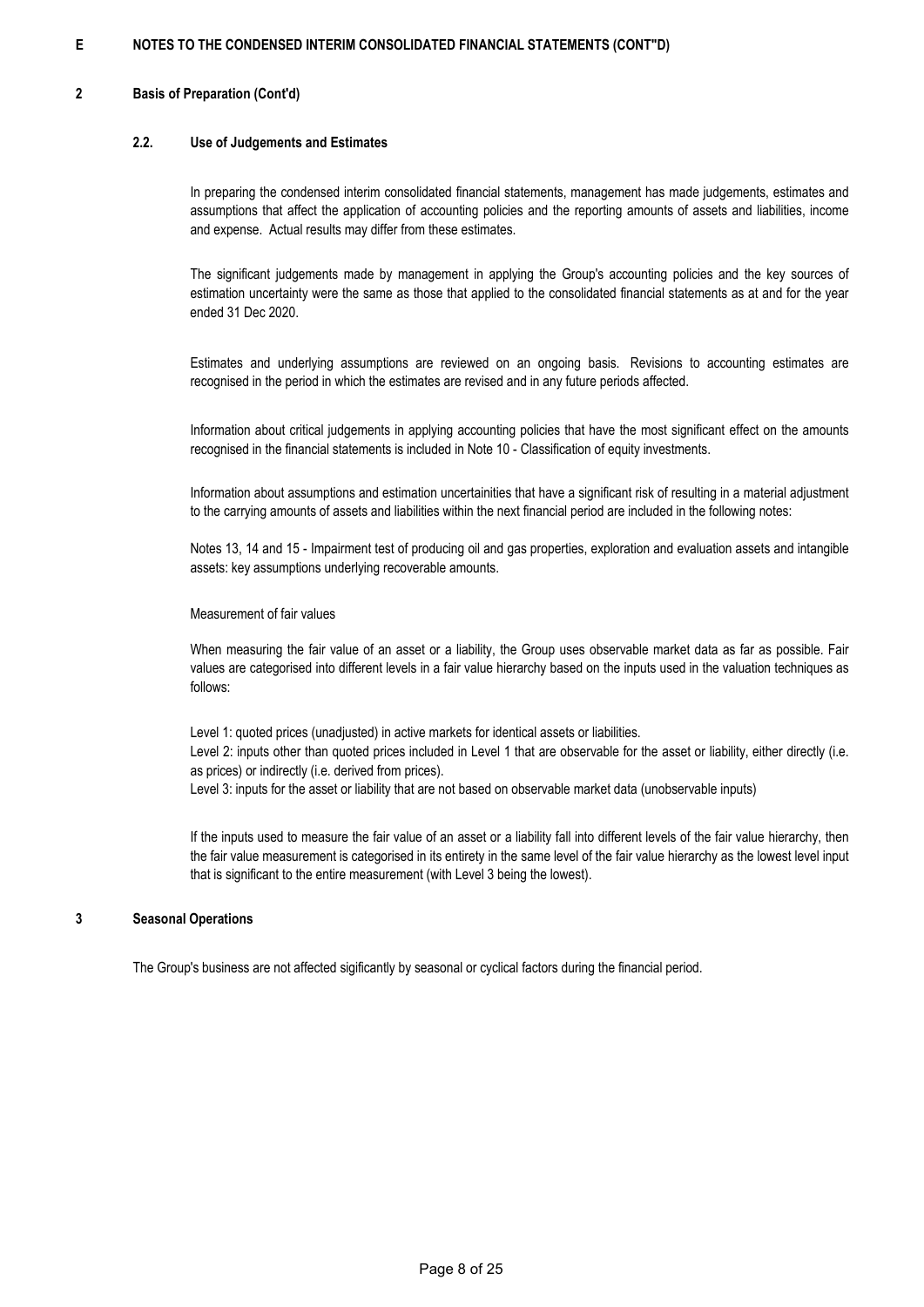**E NOTES TO THE CONDENSED INTERIM CONSOLIDATED FINANCIAL STATEMENTS (CONT"D)**

## 2 Basis of Preparation (Cont'd)

### 2.2. Use of Judgements and Estimates

In preparing the condensed interim consolidated financial statements, management has made judgements, estimates and assumptions that affect the application of accounting policies and the reporting amounts of assets and liabilities, income and expense. Actual results may differ from these estimates.

The significant judgements made by management in applying the Group's accounting policies and the key sources of estimation uncertainty were the same as those that applied to the consolidated financial statements as at and for the year ended 31 Dec 2020.

Estimates and underlying assumptions are reviewed on an ongoing basis. Revisions to accounting estimates are recognised in the period in which the estimates are revised and in any future periods affected.

Information about critical judgements in applying accounting policies that have the most significant effect on the amounts recognised in the financial statements is included in Note 10 - Classification of equity investments.

Information about assumptions and estimation uncertainities that have a significant risk of resulting in a material adjustment to the carrying amounts of assets and liabilities within the next financial period are included in the following notes:

Notes 13, 14 and 15 - Impairment test of producing oil and gas properties, exploration and evaluation assets and intangible assets: key assumptions underlying recoverable amounts.

Measurement of fair values

When measuring the fair value of an asset or a liability, the Group uses observable market data as far as possible. Fair values are categorised into different levels in a fair value hierarchy based on the inputs used in the valuation techniques as follows:

Level 1: quoted prices (unadjusted) in active markets for identical assets or liabilities.
Level 2: inputs other than quoted prices included in Level 1 that are observable for the asset or liability, either directly (i.e. as prices) or indirectly (i.e. derived from prices).
Level 3: inputs for the asset or liability that are not based on observable market data (unobservable inputs)

If the inputs used to measure the fair value of an asset or a liability fall into different levels of the fair value hierarchy, then the fair value measurement is categorised in its entirety in the same level of the fair value hierarchy as the lowest level input that is significant to the entire measurement (with Level 3 being the lowest).

## 3 Seasonal Operations

The Group's business are not affected sigificantly by seasonal or cyclical factors during the financial period.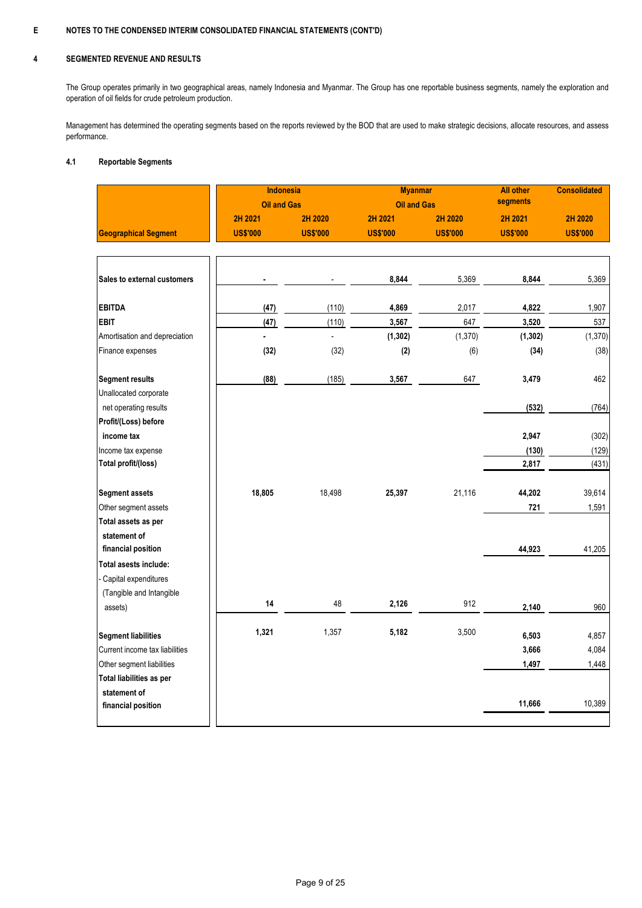**E NOTES TO THE CONDENSED INTERIM CONSOLIDATED FINANCIAL STATEMENTS (CONT'D)**

## 4 SEGMENTED REVENUE AND RESULTS

The Group operates primarily in two geographical areas, namely Indonesia and Myanmar. The Group has one reportable business segments, namely the exploration and operation of oil fields for crude petroleum production.

Management has determined the operating segments based on the reports reviewed by the BOD that are used to make strategic decisions, allocate resources, and assess performance.

### 4.1 Reportable Segments

| | Indonesia Oil and Gas | | Myanmar Oil and Gas | | All other segments | Consolidated |
|---|---|---|---|---|---|---|
| | 2H 2021 | 2H 2020 | 2H 2021 | 2H 2020 | 2H 2021 | 2H 2020 |
| **Geographical Segment** | US$'000 | US$'000 | US$'000 | US$'000 | US$'000 | US$'000 |
| **Sales to external customers** | **-** | - | **8,844** | 5,369 | **8,844** | 5,369 |
| **EBITDA** | **(47)** | (110) | **4,869** | 2,017 | **4,822** | 1,907 |
| **EBIT** | **(47)** | (110) | **3,567** | 647 | **3,520** | 537 |
| Amortisation and depreciation | **-** | - | **(1,302)** | (1,370) | **(1,302)** | (1,370) |
| Finance expenses | **(32)** | (32) | **(2)** | (6) | **(34)** | (38) |
| **Segment results** | **(88)** | (185) | **3,567** | 647 | **3,479** | 462 |
| Unallocated corporate net operating results | | | | | **(532)** | (764) |
| **Profit/(Loss) before income tax** | | | | | **2,947** | (302) |
| Income tax expense | | | | | **(130)** | (129) |
| **Total profit/(loss)** | | | | | **2,817** | (431) |
| **Segment assets** | **18,805** | 18,498 | **25,397** | 21,116 | **44,202** | 39,614 |
| Other segment assets | | | | | **721** | 1,591 |
| **Total assets as per statement of financial position** | | | | | **44,923** | 41,205 |
| **Total asests include:** | | | | | | |
| - Capital expenditures (Tangible and Intangible assets) | **14** | 48 | **2,126** | 912 | **2,140** | 960 |
| **Segment liabilities** | **1,321** | 1,357 | **5,182** | 3,500 | **6,503** | 4,857 |
| Current income tax liabilities | | | | | **3,666** | 4,084 |
| Other segment liabilities | | | | | **1,497** | 1,448 |
| **Total liabilities as per statement of financial position** | | | | | **11,666** | 10,389 |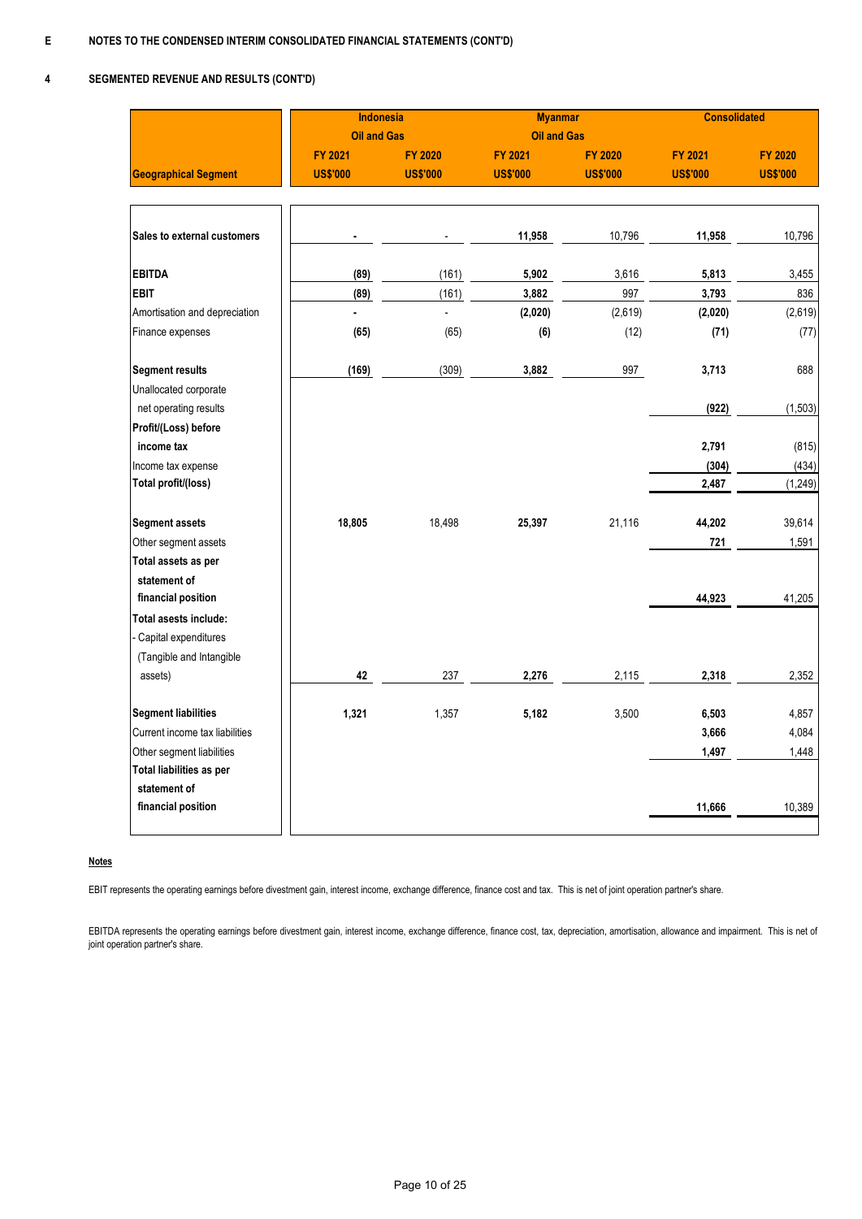**E NOTES TO THE CONDENSED INTERIM CONSOLIDATED FINANCIAL STATEMENTS (CONT'D)**

**4 SEGMENTED REVENUE AND RESULTS (CONT'D)**

| Geographical Segment | Indonesia Oil and Gas | | Myanmar Oil and Gas | | Consolidated | |
|---|---|---|---|---|---|---|
| | FY 2021 US$'000 | FY 2020 US$'000 | FY 2021 US$'000 | FY 2020 US$'000 | FY 2021 US$'000 | FY 2020 US$'000 |
| **Sales to external customers** | **-** | - | **11,958** | 10,796 | **11,958** | 10,796 |
| **EBITDA** | **(89)** | (161) | **5,902** | 3,616 | **5,813** | 3,455 |
| **EBIT** | **(89)** | (161) | **3,882** | 997 | **3,793** | 836 |
| Amortisation and depreciation | **-** | - | **(2,020)** | (2,619) | **(2,020)** | (2,619) |
| Finance expenses | **(65)** | (65) | **(6)** | (12) | **(71)** | (77) |
| **Segment results** | **(169)** | (309) | **3,882** | 997 | **3,713** | 688 |
| Unallocated corporate net operating results | | | | | **(922)** | (1,503) |
| **Profit/(Loss) before income tax** | | | | | **2,791** | (815) |
| Income tax expense | | | | | **(304)** | (434) |
| **Total profit/(loss)** | | | | | **2,487** | (1,249) |
| **Segment assets** | **18,805** | 18,498 | **25,397** | 21,116 | **44,202** | 39,614 |
| Other segment assets | | | | | **721** | 1,591 |
| **Total assets as per statement of financial position** | | | | | **44,923** | 41,205 |
| **Total asests include:** | | | | | | |
| - Capital expenditures (Tangible and Intangible assets) | **42** | 237 | **2,276** | 2,115 | **2,318** | 2,352 |
| **Segment liabilities** | **1,321** | 1,357 | **5,182** | 3,500 | **6,503** | 4,857 |
| Current income tax liabilities | | | | | **3,666** | 4,084 |
| Other segment liabilities | | | | | **1,497** | 1,448 |
| **Total liabilities as per statement of financial position** | | | | | **11,666** | 10,389 |

**Notes**

EBIT represents the operating earnings before divestment gain, interest income, exchange difference, finance cost and tax. This is net of joint operation partner's share.

EBITDA represents the operating earnings before divestment gain, interest income, exchange difference, finance cost, tax, depreciation, amortisation, allowance and impairment. This is net of joint operation partner's share.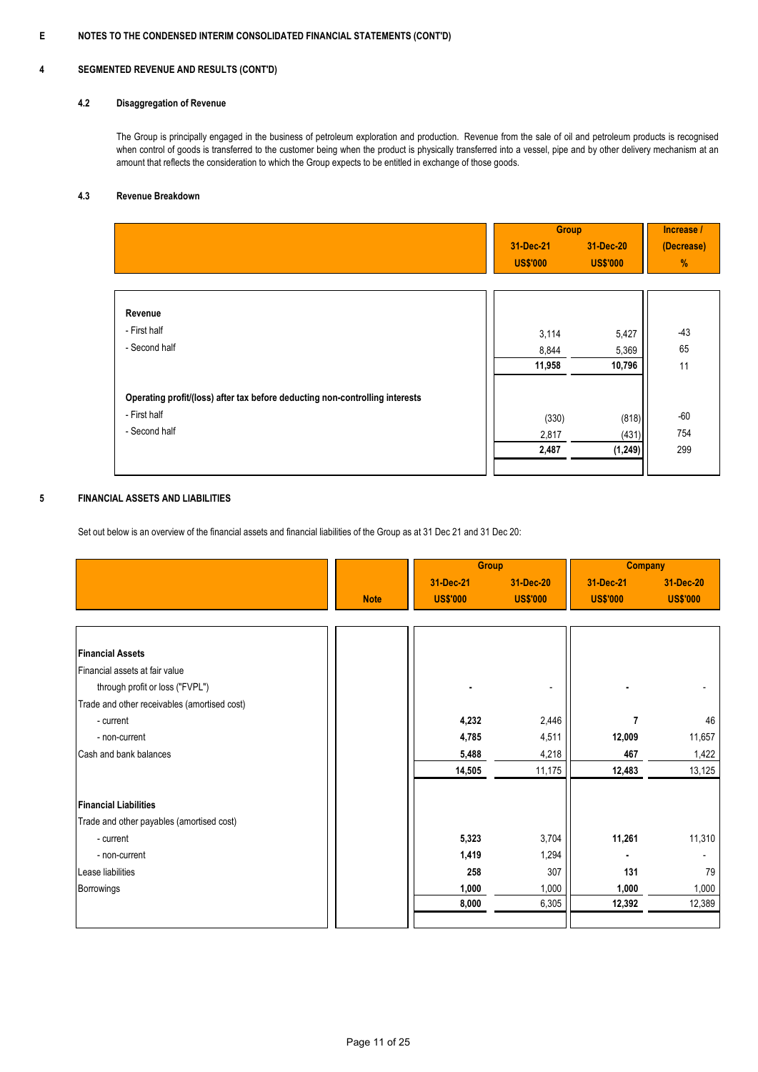**E NOTES TO THE CONDENSED INTERIM CONSOLIDATED FINANCIAL STATEMENTS (CONT'D)**

## 4 SEGMENTED REVENUE AND RESULTS (CONT'D)

### 4.2 Disaggregation of Revenue

The Group is principally engaged in the business of petroleum exploration and production. Revenue from the sale of oil and petroleum products is recognised when control of goods is transferred to the customer being when the product is physically transferred into a vessel, pipe and by other delivery mechanism at an amount that reflects the consideration to which the Group expects to be entitled in exchange of those goods.

### 4.3 Revenue Breakdown

| | Group | | Increase / (Decrease) |
|---|---|---|---|
| | 31-Dec-21 US$'000 | 31-Dec-20 US$'000 | % |
| **Revenue** | | | |
| - First half | 3,114 | 5,427 | -43 |
| - Second half | 8,844 | 5,369 | 65 |
| | **11,958** | **10,796** | 11 |
| **Operating profit/(loss) after tax before deducting non-controlling interests** | | | |
| - First half | (330) | (818) | -60 |
| - Second half | 2,817 | (431) | 754 |
| | **2,487** | **(1,249)** | 299 |

## 5 FINANCIAL ASSETS AND LIABILITIES

Set out below is an overview of the financial assets and financial liabilities of the Group as at 31 Dec 21 and 31 Dec 20:

| | Note | Group | | Company | |
|---|---|---|---|---|---|
| | | 31-Dec-21 US$'000 | 31-Dec-20 US$'000 | 31-Dec-21 US$'000 | 31-Dec-20 US$'000 |
| **Financial Assets** | | | | | |
| Financial assets at fair value through profit or loss ("FVPL") | | - | - | - | - |
| Trade and other receivables (amortised cost) | | | | | |
| - current | | **4,232** | 2,446 | **7** | 46 |
| - non-current | | **4,785** | 4,511 | **12,009** | 11,657 |
| Cash and bank balances | | **5,488** | 4,218 | **467** | 1,422 |
| | | **14,505** | 11,175 | **12,483** | 13,125 |
| **Financial Liabilities** | | | | | |
| Trade and other payables (amortised cost) | | | | | |
| - current | | **5,323** | 3,704 | **11,261** | 11,310 |
| - non-current | | **1,419** | 1,294 | - | - |
| Lease liabilities | | **258** | 307 | **131** | 79 |
| Borrowings | | **1,000** | 1,000 | **1,000** | 1,000 |
| | | **8,000** | 6,305 | **12,392** | 12,389 |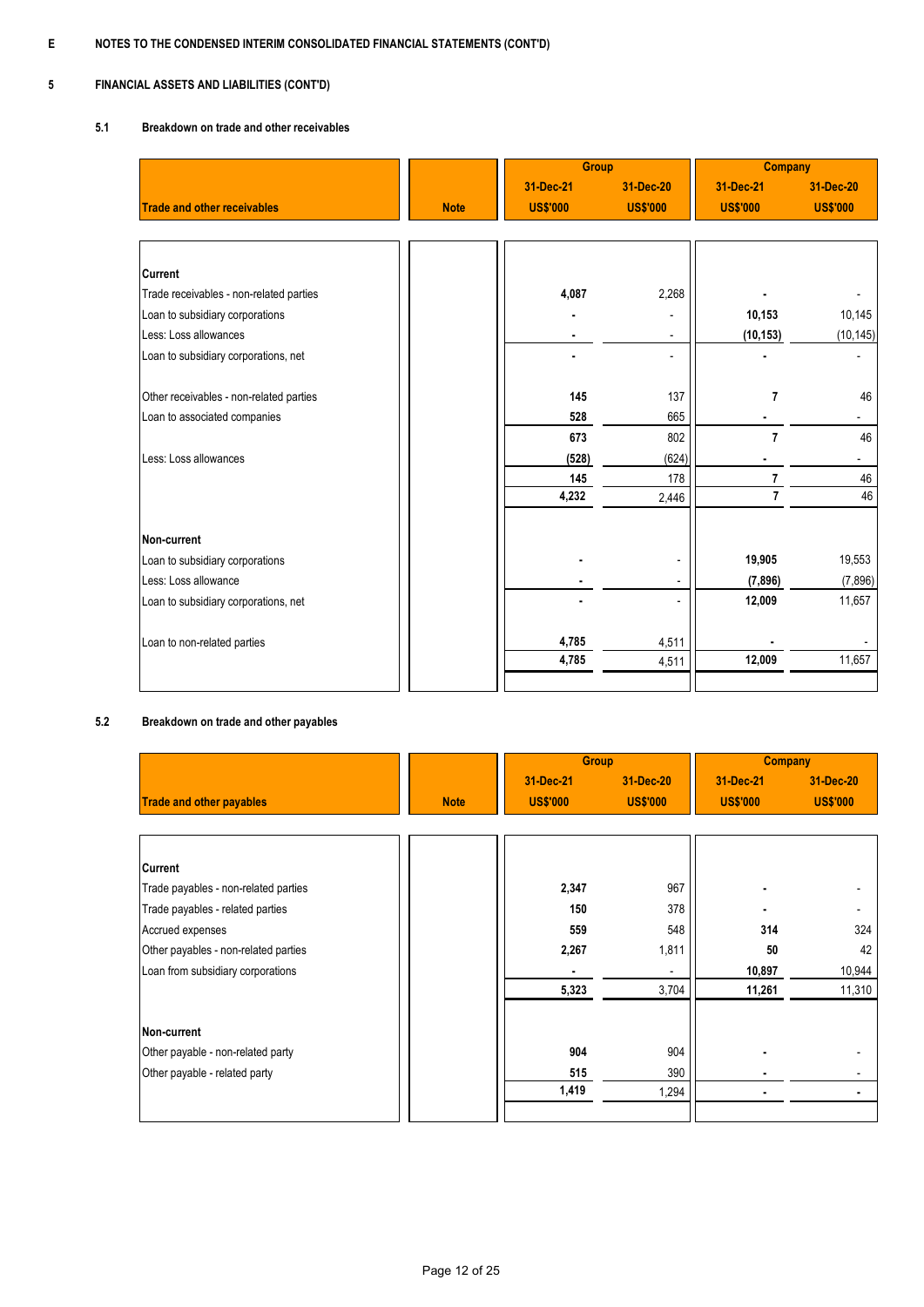**E NOTES TO THE CONDENSED INTERIM CONSOLIDATED FINANCIAL STATEMENTS (CONT'D)**

**5 FINANCIAL ASSETS AND LIABILITIES (CONT'D)**

**5.1 Breakdown on trade and other receivables**

| | | Group | | Company | |
|---|---|---|---|---|---|
| **Trade and other receivables** | **Note** | **31-Dec-21 US$'000** | **31-Dec-20 US$'000** | **31-Dec-21 US$'000** | **31-Dec-20 US$'000** |
| **Current** | | | | | |
| Trade receivables - non-related parties | | **4,087** | 2,268 | **-** | - |
| Loan to subsidiary corporations | | **-** | - | **10,153** | 10,145 |
| Less: Loss allowances | | **-** | - | **(10,153)** | (10,145) |
| Loan to subsidiary corporations, net | | **-** | - | **-** | - |
| Other receivables - non-related parties | | **145** | 137 | **7** | 46 |
| Loan to associated companies | | **528** | 665 | **-** | - |
| | | **673** | 802 | **7** | 46 |
| Less: Loss allowances | | **(528)** | (624) | **-** | - |
| | | **145** | 178 | **7** | 46 |
| | | **4,232** | 2,446 | **7** | 46 |
| **Non-current** | | | | | |
| Loan to subsidiary corporations | | **-** | - | **19,905** | 19,553 |
| Less: Loss allowance | | **-** | - | **(7,896)** | (7,896) |
| Loan to subsidiary corporations, net | | **-** | - | **12,009** | 11,657 |
| Loan to non-related parties | | **4,785** | 4,511 | **-** | - |
| | | **4,785** | 4,511 | **12,009** | 11,657 |

**5.2 Breakdown on trade and other payables**

| | | Group | | Company | |
|---|---|---|---|---|---|
| **Trade and other payables** | **Note** | **31-Dec-21 US$'000** | **31-Dec-20 US$'000** | **31-Dec-21 US$'000** | **31-Dec-20 US$'000** |
| **Current** | | | | | |
| Trade payables - non-related parties | | **2,347** | 967 | **-** | - |
| Trade payables - related parties | | **150** | 378 | **-** | - |
| Accrued expenses | | **559** | 548 | **314** | 324 |
| Other payables - non-related parties | | **2,267** | 1,811 | **50** | 42 |
| Loan from subsidiary corporations | | **-** | - | **10,897** | 10,944 |
| | | **5,323** | 3,704 | **11,261** | 11,310 |
| **Non-current** | | | | | |
| Other payable - non-related party | | **904** | 904 | **-** | - |
| Other payable - related party | | **515** | 390 | **-** | - |
| | | **1,419** | 1,294 | **-** | **-** |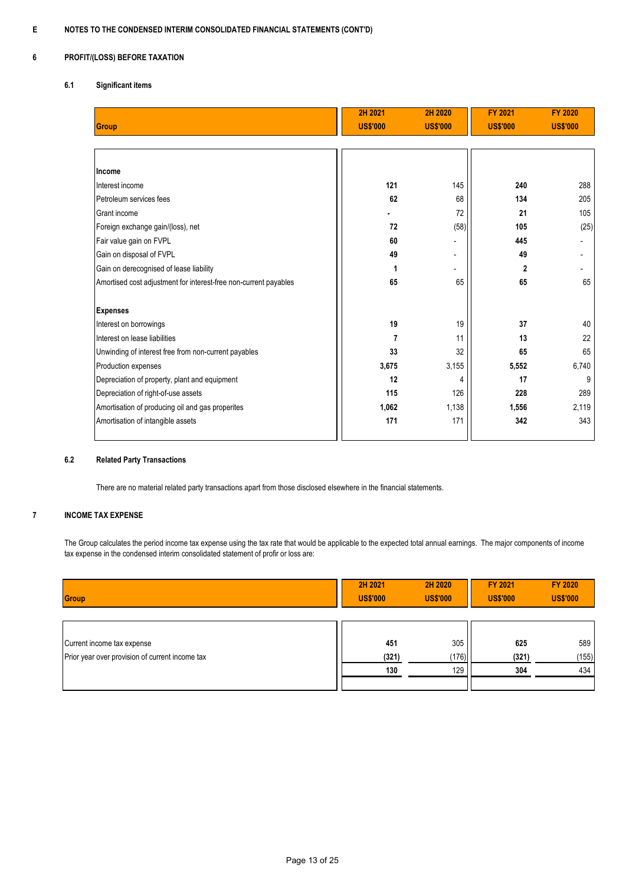## E NOTES TO THE CONDENSED INTERIM CONSOLIDATED FINANCIAL STATEMENTS (CONT'D)

## 6 PROFIT/(LOSS) BEFORE TAXATION

### 6.1 Significant items

| Group | 2H 2021 US$'000 | 2H 2020 US$'000 | FY 2021 US$'000 | FY 2020 US$'000 |
|---|---|---|---|---|
| **Income** | | | | |
| Interest income | **121** | 145 | **240** | 288 |
| Petroleum services fees | **62** | 68 | **134** | 205 |
| Grant income | **-** | 72 | **21** | 105 |
| Foreign exchange gain/(loss), net | **72** | (58) | **105** | (25) |
| Fair value gain on FVPL | **60** | - | **445** | - |
| Gain on disposal of FVPL | **49** | - | **49** | - |
| Gain on derecognised of lease liability | **1** | - | **2** | - |
| Amortised cost adjustment for interest-free non-current payables | **65** | 65 | **65** | 65 |
| **Expenses** | | | | |
| Interest on borrowings | **19** | 19 | **37** | 40 |
| Interest on lease liabilities | **7** | 11 | **13** | 22 |
| Unwinding of interest free from non-current payables | **33** | 32 | **65** | 65 |
| Production expenses | **3,675** | 3,155 | **5,552** | 6,740 |
| Depreciation of property, plant and equipment | **12** | 4 | **17** | 9 |
| Depreciation of right-of-use assets | **115** | 126 | **228** | 289 |
| Amortisation of producing oil and gas properites | **1,062** | 1,138 | **1,556** | 2,119 |
| Amortisation of intangible assets | **171** | 171 | **342** | 343 |

### 6.2 Related Party Transactions

There are no material related party transactions apart from those disclosed elsewhere in the financial statements.

## 7 INCOME TAX EXPENSE

The Group calculates the period income tax expense using the tax rate that would be applicable to the expected total annual earnings. The major components of income tax expense in the condensed interim consolidated statement of profir or loss are:

| Group | 2H 2021 US$'000 | 2H 2020 US$'000 | FY 2021 US$'000 | FY 2020 US$'000 |
|---|---|---|---|---|
| Current income tax expense | **451** | 305 | **625** | 589 |
| Prior year over provision of current income tax | **(321)** | (176) | **(321)** | (155) |
| | **130** | 129 | **304** | 434 |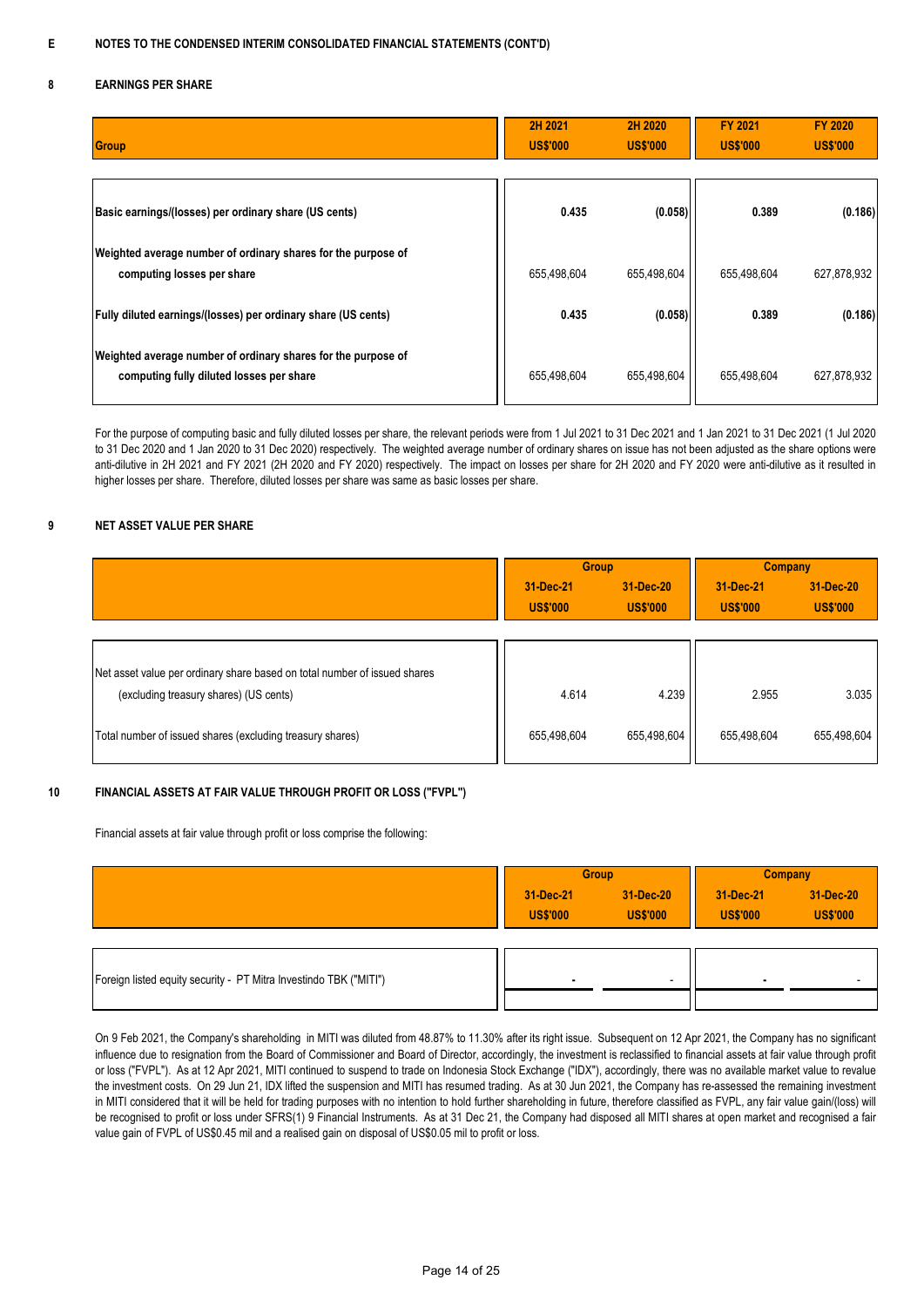**E NOTES TO THE CONDENSED INTERIM CONSOLIDATED FINANCIAL STATEMENTS (CONT'D)**

## 8 EARNINGS PER SHARE

| Group | 2H 2021 US$'000 | 2H 2020 US$'000 | FY 2021 US$'000 | FY 2020 US$'000 |
|---|---|---|---|---|
| **Basic earnings/(losses) per ordinary share (US cents)** | **0.435** | **(0.058)** | **0.389** | **(0.186)** |
| **Weighted average number of ordinary shares for the purpose of computing losses per share** | 655,498,604 | 655,498,604 | 655,498,604 | 627,878,932 |
| **Fully diluted earnings/(losses) per ordinary share (US cents)** | **0.435** | **(0.058)** | **0.389** | **(0.186)** |
| **Weighted average number of ordinary shares for the purpose of computing fully diluted losses per share** | 655,498,604 | 655,498,604 | 655,498,604 | 627,878,932 |

For the purpose of computing basic and fully diluted losses per share, the relevant periods were from 1 Jul 2021 to 31 Dec 2021 and 1 Jan 2021 to 31 Dec 2021 (1 Jul 2020 to 31 Dec 2020 and 1 Jan 2020 to 31 Dec 2020) respectively. The weighted average number of ordinary shares on issue has not been adjusted as the share options were anti-dilutive in 2H 2021 and FY 2021 (2H 2020 and FY 2020) respectively. The impact on losses per share for 2H 2020 and FY 2020 were anti-dilutive as it resulted in higher losses per share. Therefore, diluted losses per share was same as basic losses per share.

## 9 NET ASSET VALUE PER SHARE

| | Group | | Company | |
|---|---|---|---|---|
| | 31-Dec-21 US$'000 | 31-Dec-20 US$'000 | 31-Dec-21 US$'000 | 31-Dec-20 US$'000 |
| Net asset value per ordinary share based on total number of issued shares (excluding treasury shares) (US cents) | 4.614 | 4.239 | 2.955 | 3.035 |
| Total number of issued shares (excluding treasury shares) | 655,498,604 | 655,498,604 | 655,498,604 | 655,498,604 |

## 10 FINANCIAL ASSETS AT FAIR VALUE THROUGH PROFIT OR LOSS ("FVPL")

Financial assets at fair value through profit or loss comprise the following:

| | Group | | Company | |
|---|---|---|---|---|
| | 31-Dec-21 US$'000 | 31-Dec-20 US$'000 | 31-Dec-21 US$'000 | 31-Dec-20 US$'000 |
| Foreign listed equity security - PT Mitra Investindo TBK ("MITI") | - | - | - | - |

On 9 Feb 2021, the Company's shareholding in MITI was diluted from 48.87% to 11.30% after its right issue. Subsequent on 12 Apr 2021, the Company has no significant influence due to resignation from the Board of Commissioner and Board of Director, accordingly, the investment is reclassified to financial assets at fair value through profit or loss ("FVPL"). As at 12 Apr 2021, MITI continued to suspend to trade on Indonesia Stock Exchange ("IDX"), accordingly, there was no available market value to revalue the investment costs. On 29 Jun 21, IDX lifted the suspension and MITI has resumed trading. As at 30 Jun 2021, the Company has re-assessed the remaining investment in MITI considered that it will be held for trading purposes with no intention to hold further shareholding in future, therefore classified as FVPL, any fair value gain/(loss) will be recognised to profit or loss under SFRS(1) 9 Financial Instruments. As at 31 Dec 21, the Company had disposed all MITI shares at open market and recognised a fair value gain of FVPL of US$0.45 mil and a realised gain on disposal of US$0.05 mil to profit or loss.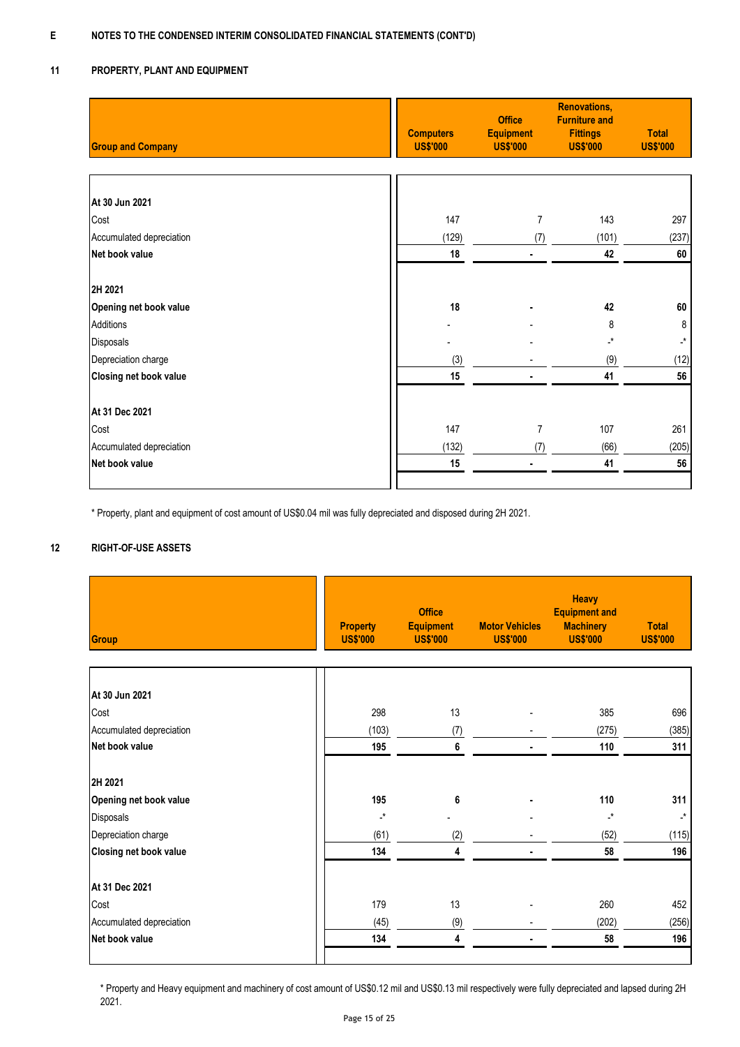## E NOTES TO THE CONDENSED INTERIM CONSOLIDATED FINANCIAL STATEMENTS (CONT'D)

### 11 PROPERTY, PLANT AND EQUIPMENT

| Group and Company | Computers US$'000 | Office Equipment US$'000 | Renovations, Furniture and Fittings US$'000 | Total US$'000 |
|---|---|---|---|---|
| **At 30 Jun 2021** | | | | |
| Cost | 147 | 7 | 143 | 297 |
| Accumulated depreciation | (129) | (7) | (101) | (237) |
| **Net book value** | **18** | **-** | **42** | **60** |
| **2H 2021** | | | | |
| **Opening net book value** | **18** | **-** | **42** | **60** |
| Additions | - | - | 8 | 8 |
| Disposals | - | - | -* | -* |
| Depreciation charge | (3) | - | (9) | (12) |
| **Closing net book value** | **15** | **-** | **41** | **56** |
| **At 31 Dec 2021** | | | | |
| Cost | 147 | 7 | 107 | 261 |
| Accumulated depreciation | (132) | (7) | (66) | (205) |
| **Net book value** | **15** | **-** | **41** | **56** |

\* Property, plant and equipment of cost amount of US$0.04 mil was fully depreciated and disposed during 2H 2021.

### 12 RIGHT-OF-USE ASSETS

| Group | Property US$'000 | Office Equipment US$'000 | Motor Vehicles US$'000 | Heavy Equipment and Machinery US$'000 | Total US$'000 |
|---|---|---|---|---|---|
| **At 30 Jun 2021** | | | | | |
| Cost | 298 | 13 | - | 385 | 696 |
| Accumulated depreciation | (103) | (7) | - | (275) | (385) |
| **Net book value** | **195** | **6** | **-** | **110** | **311** |
| **2H 2021** | | | | | |
| **Opening net book value** | **195** | **6** | **-** | **110** | **311** |
| Disposals | -* | - | - | -* | -* |
| Depreciation charge | (61) | (2) | - | (52) | (115) |
| **Closing net book value** | **134** | **4** | **-** | **58** | **196** |
| **At 31 Dec 2021** | | | | | |
| Cost | 179 | 13 | - | 260 | 452 |
| Accumulated depreciation | (45) | (9) | - | (202) | (256) |
| **Net book value** | **134** | **4** | **-** | **58** | **196** |

\* Property and Heavy equipment and machinery of cost amount of US$0.12 mil and US$0.13 mil respectively were fully depreciated and lapsed during 2H 2021.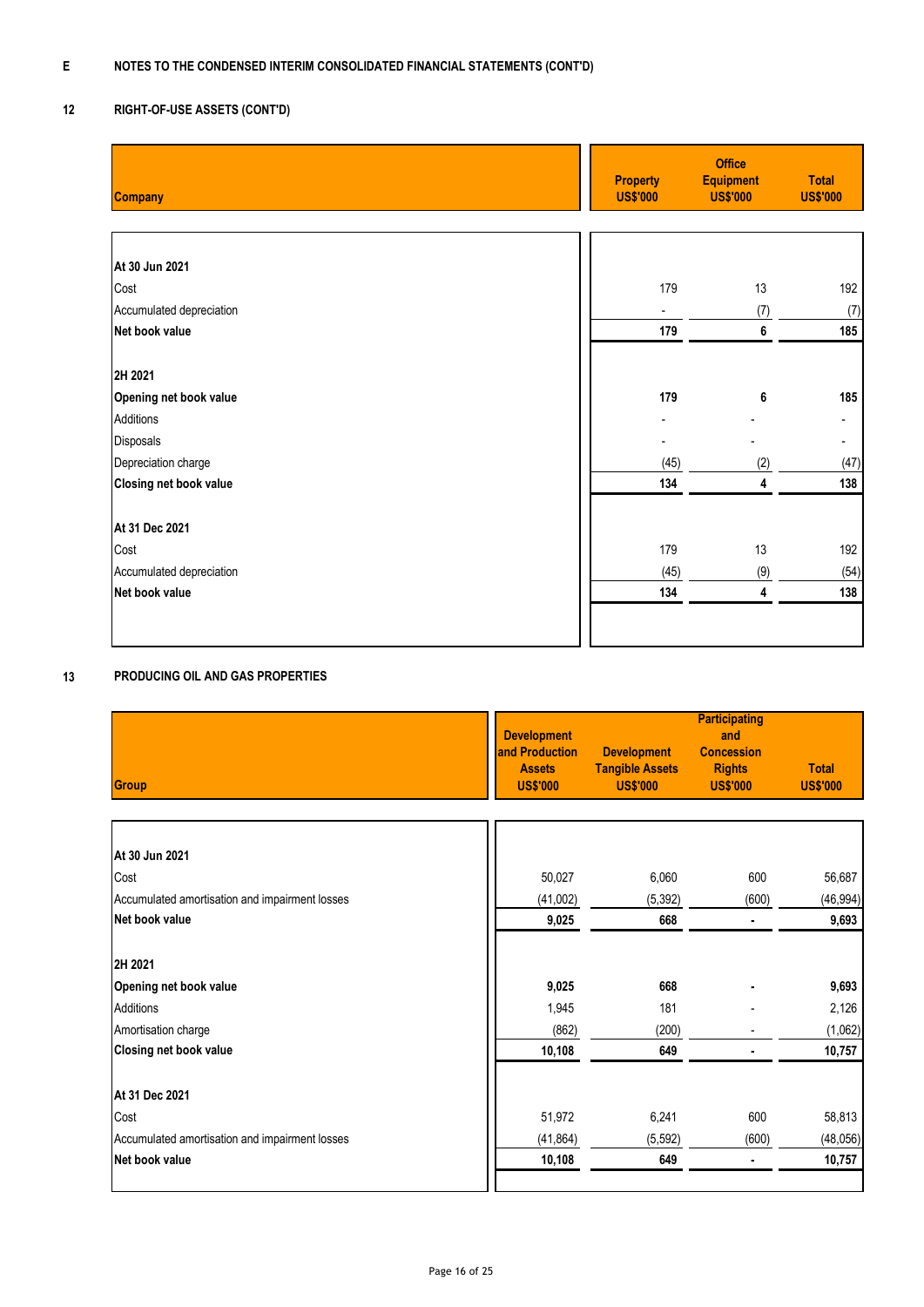**E NOTES TO THE CONDENSED INTERIM CONSOLIDATED FINANCIAL STATEMENTS (CONT'D)**

**12 RIGHT-OF-USE ASSETS (CONT'D)**

| Company | Property US$'000 | Office Equipment US$'000 | Total US$'000 |
|---|---|---|---|
| **At 30 Jun 2021** | | | |
| Cost | 179 | 13 | 192 |
| Accumulated depreciation | - | (7) | (7) |
| **Net book value** | **179** | **6** | **185** |
| **2H 2021** | | | |
| **Opening net book value** | **179** | **6** | **185** |
| Additions | - | - | - |
| Disposals | - | - | - |
| Depreciation charge | (45) | (2) | (47) |
| **Closing net book value** | **134** | **4** | **138** |
| **At 31 Dec 2021** | | | |
| Cost | 179 | 13 | 192 |
| Accumulated depreciation | (45) | (9) | (54) |
| **Net book value** | **134** | **4** | **138** |

**13 PRODUCING OIL AND GAS PROPERTIES**

| Group | Development and Production Assets US$'000 | Development Tangible Assets US$'000 | Participating and Concession Rights US$'000 | Total US$'000 |
|---|---|---|---|---|
| **At 30 Jun 2021** | | | | |
| Cost | 50,027 | 6,060 | 600 | 56,687 |
| Accumulated amortisation and impairment losses | (41,002) | (5,392) | (600) | (46,994) |
| **Net book value** | **9,025** | **668** | **-** | **9,693** |
| **2H 2021** | | | | |
| **Opening net book value** | **9,025** | **668** | **-** | **9,693** |
| Additions | 1,945 | 181 | - | 2,126 |
| Amortisation charge | (862) | (200) | - | (1,062) |
| **Closing net book value** | **10,108** | **649** | **-** | **10,757** |
| **At 31 Dec 2021** | | | | |
| Cost | 51,972 | 6,241 | 600 | 58,813 |
| Accumulated amortisation and impairment losses | (41,864) | (5,592) | (600) | (48,056) |
| **Net book value** | **10,108** | **649** | **-** | **10,757** |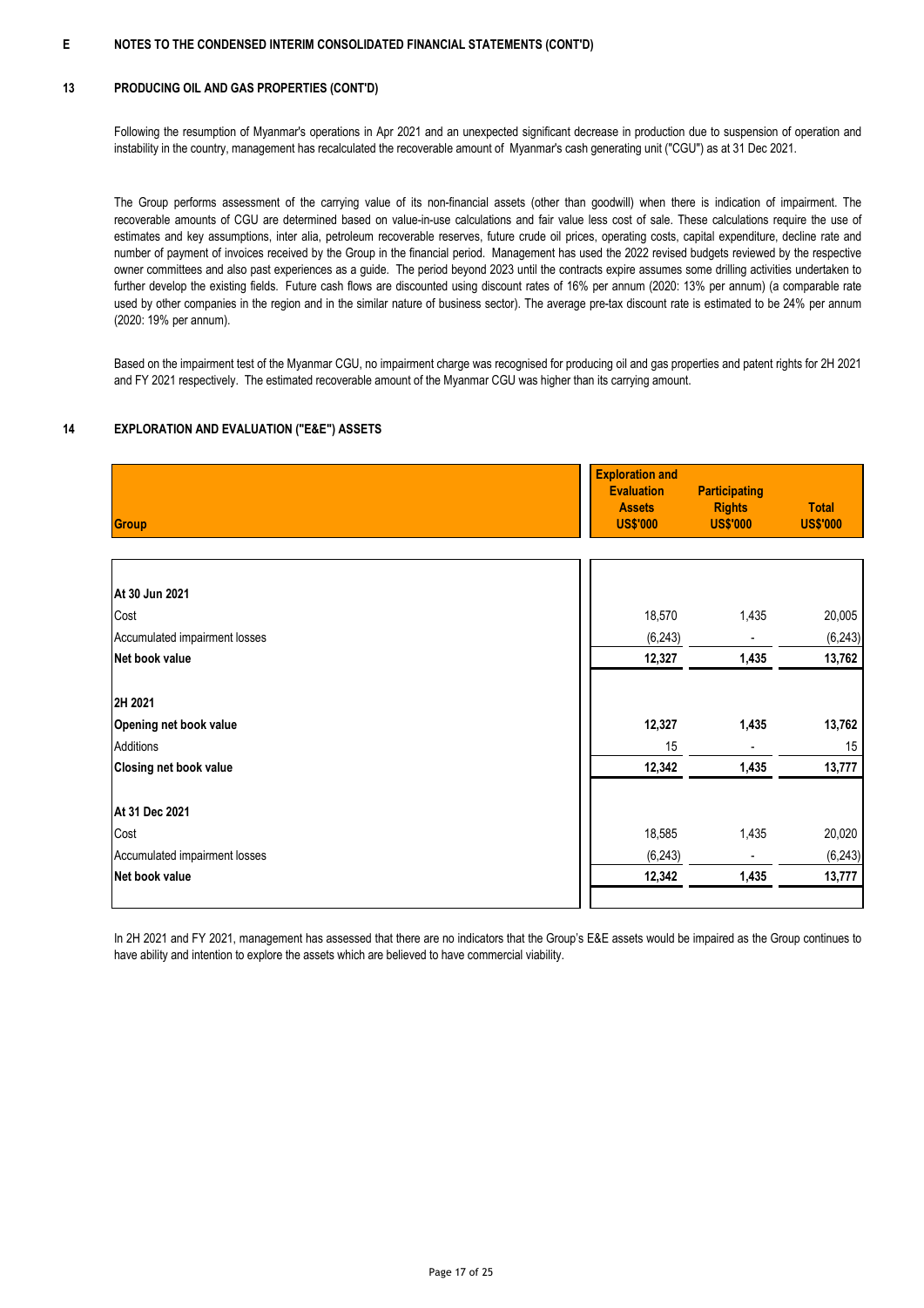**E NOTES TO THE CONDENSED INTERIM CONSOLIDATED FINANCIAL STATEMENTS (CONT'D)**

## 13 PRODUCING OIL AND GAS PROPERTIES (CONT'D)

Following the resumption of Myanmar's operations in Apr 2021 and an unexpected significant decrease in production due to suspension of operation and instability in the country, management has recalculated the recoverable amount of Myanmar's cash generating unit ("CGU") as at 31 Dec 2021.

The Group performs assessment of the carrying value of its non-financial assets (other than goodwill) when there is indication of impairment. The recoverable amounts of CGU are determined based on value-in-use calculations and fair value less cost of sale. These calculations require the use of estimates and key assumptions, inter alia, petroleum recoverable reserves, future crude oil prices, operating costs, capital expenditure, decline rate and number of payment of invoices received by the Group in the financial period. Management has used the 2022 revised budgets reviewed by the respective owner committees and also past experiences as a guide. The period beyond 2023 until the contracts expire assumes some drilling activities undertaken to further develop the existing fields. Future cash flows are discounted using discount rates of 16% per annum (2020: 13% per annum) (a comparable rate used by other companies in the region and in the similar nature of business sector). The average pre-tax discount rate is estimated to be 24% per annum (2020: 19% per annum).

Based on the impairment test of the Myanmar CGU, no impairment charge was recognised for producing oil and gas properties and patent rights for 2H 2021 and FY 2021 respectively. The estimated recoverable amount of the Myanmar CGU was higher than its carrying amount.

## 14 EXPLORATION AND EVALUATION ("E&E") ASSETS

| Group | Exploration and Evaluation Assets US$'000 | Participating Rights US$'000 | Total US$'000 |
|---|---|---|---|
| **At 30 Jun 2021** | | | |
| Cost | 18,570 | 1,435 | 20,005 |
| Accumulated impairment losses | (6,243) | - | (6,243) |
| **Net book value** | **12,327** | **1,435** | **13,762** |
| **2H 2021** | | | |
| **Opening net book value** | **12,327** | **1,435** | **13,762** |
| Additions | 15 | - | 15 |
| **Closing net book value** | **12,342** | **1,435** | **13,777** |
| **At 31 Dec 2021** | | | |
| Cost | 18,585 | 1,435 | 20,020 |
| Accumulated impairment losses | (6,243) | - | (6,243) |
| **Net book value** | **12,342** | **1,435** | **13,777** |

In 2H 2021 and FY 2021, management has assessed that there are no indicators that the Group's E&E assets would be impaired as the Group continues to have ability and intention to explore the assets which are believed to have commercial viability.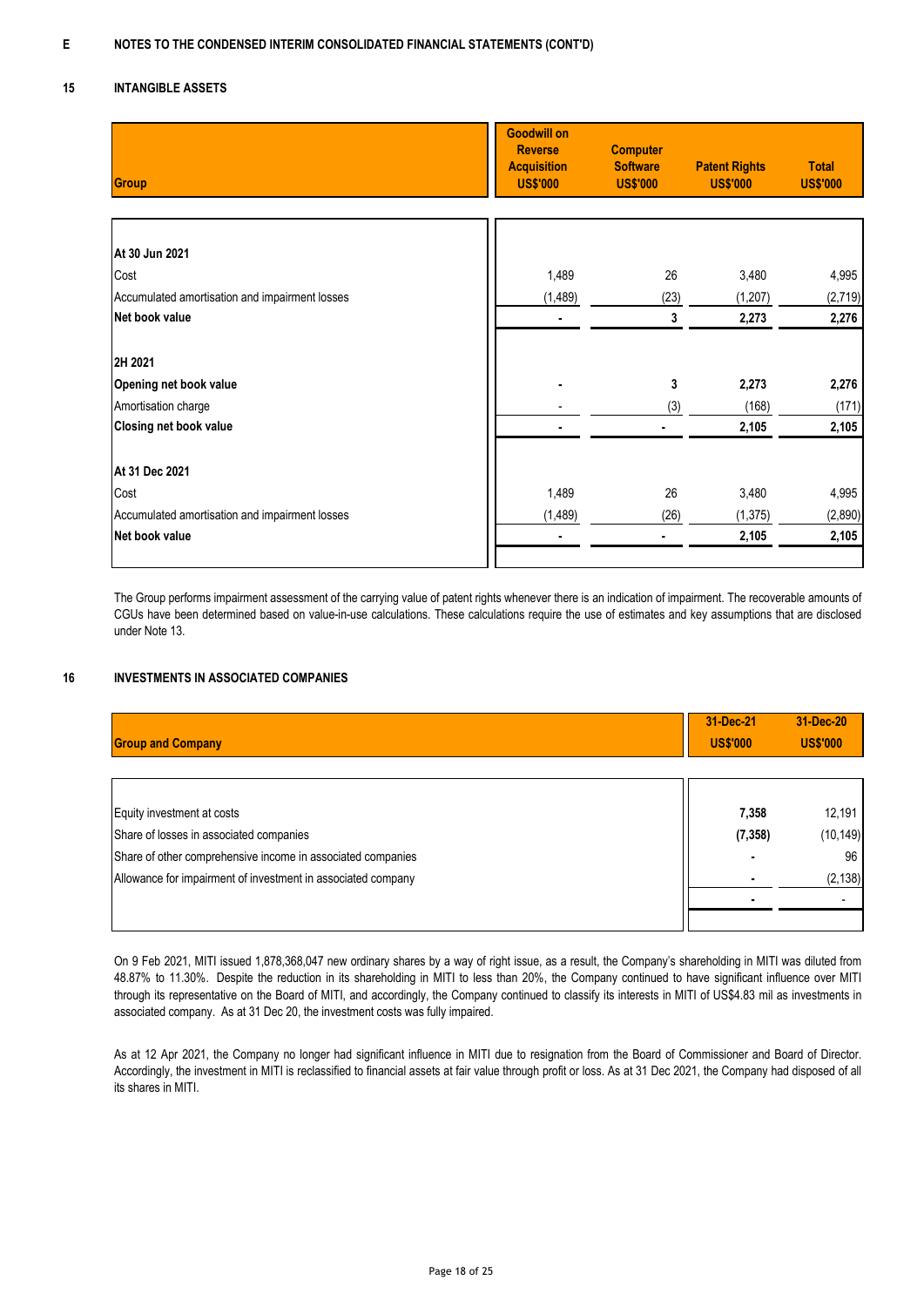**E NOTES TO THE CONDENSED INTERIM CONSOLIDATED FINANCIAL STATEMENTS (CONT'D)**

## 15 INTANGIBLE ASSETS

| Group | Goodwill on Reverse Acquisition US$'000 | Computer Software US$'000 | Patent Rights US$'000 | Total US$'000 |
|---|---|---|---|---|
| **At 30 Jun 2021** | | | | |
| Cost | 1,489 | 26 | 3,480 | 4,995 |
| Accumulated amortisation and impairment losses | (1,489) | (23) | (1,207) | (2,719) |
| **Net book value** | **-** | **3** | **2,273** | **2,276** |
| **2H 2021** | | | | |
| **Opening net book value** | **-** | **3** | **2,273** | **2,276** |
| Amortisation charge | - | (3) | (168) | (171) |
| **Closing net book value** | **-** | **-** | **2,105** | **2,105** |
| **At 31 Dec 2021** | | | | |
| Cost | 1,489 | 26 | 3,480 | 4,995 |
| Accumulated amortisation and impairment losses | (1,489) | (26) | (1,375) | (2,890) |
| **Net book value** | **-** | **-** | **2,105** | **2,105** |

The Group performs impairment assessment of the carrying value of patent rights whenever there is an indication of impairment. The recoverable amounts of CGUs have been determined based on value-in-use calculations. These calculations require the use of estimates and key assumptions that are disclosed under Note 13.

## 16 INVESTMENTS IN ASSOCIATED COMPANIES

| Group and Company | 31-Dec-21 US$'000 | 31-Dec-20 US$'000 |
|---|---|---|
| Equity investment at costs | **7,358** | 12,191 |
| Share of losses in associated companies | **(7,358)** | (10,149) |
| Share of other comprehensive income in associated companies | **-** | 96 |
| Allowance for impairment of investment in associated company | **-** | (2,138) |
| | **-** | - |

On 9 Feb 2021, MITI issued 1,878,368,047 new ordinary shares by a way of right issue, as a result, the Company's shareholding in MITI was diluted from 48.87% to 11.30%. Despite the reduction in its shareholding in MITI to less than 20%, the Company continued to have significant influence over MITI through its representative on the Board of MITI, and accordingly, the Company continued to classify its interests in MITI of US$4.83 mil as investments in associated company. As at 31 Dec 20, the investment costs was fully impaired.

As at 12 Apr 2021, the Company no longer had significant influence in MITI due to resignation from the Board of Commissioner and Board of Director. Accordingly, the investment in MITI is reclassified to financial assets at fair value through profit or loss. As at 31 Dec 2021, the Company had disposed of all its shares in MITI.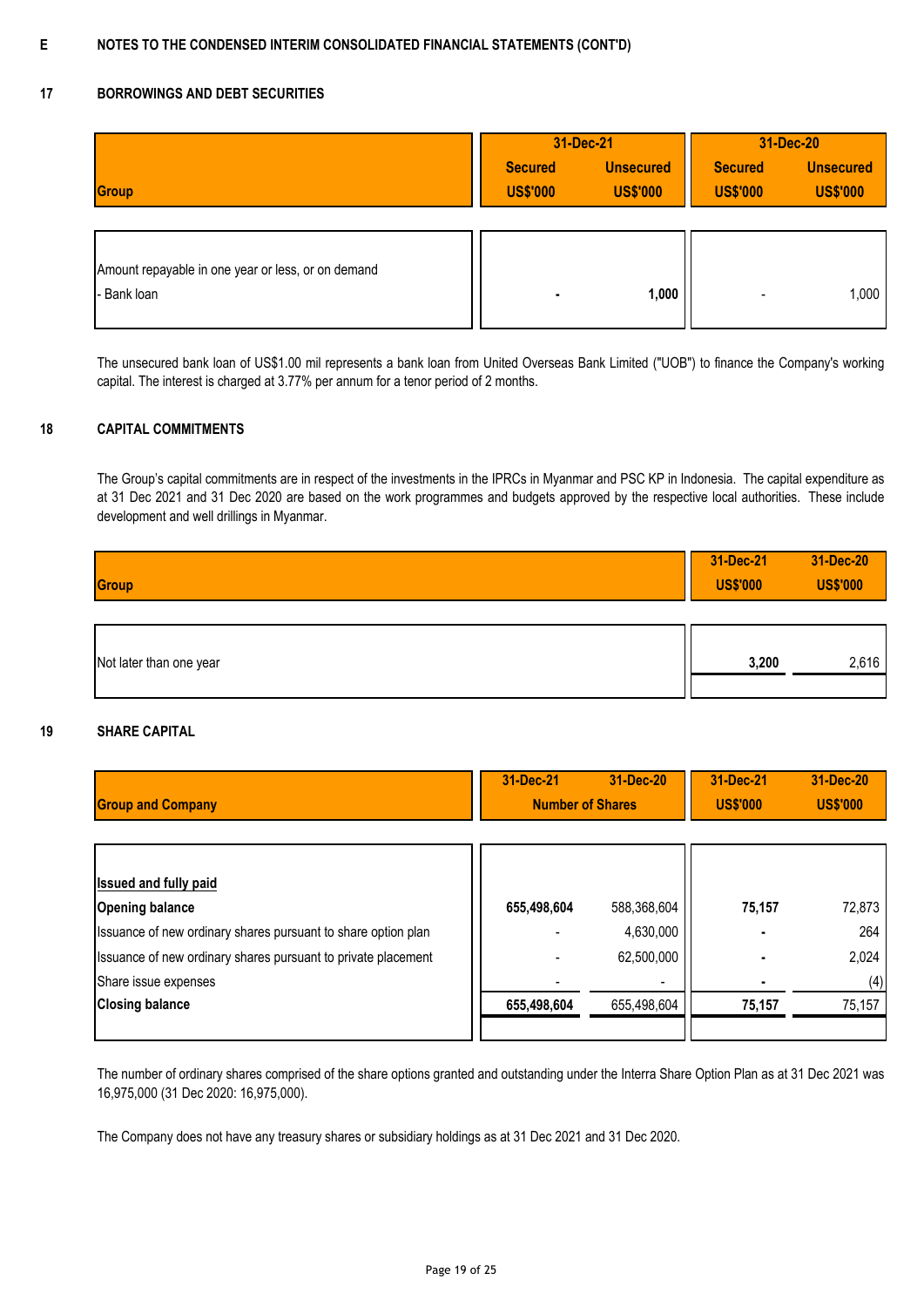E **NOTES TO THE CONDENSED INTERIM CONSOLIDATED FINANCIAL STATEMENTS (CONT'D)**

## 17 BORROWINGS AND DEBT SECURITIES

| Group | 31-Dec-21 | | 31-Dec-20 | |
|---|---|---|---|---|
| | Secured US$'000 | Unsecured US$'000 | Secured US$'000 | Unsecured US$'000 |
| Amount repayable in one year or less, or on demand | | | | |
| - Bank loan | **-** | **1,000** | - | 1,000 |

The unsecured bank loan of US$1.00 mil represents a bank loan from United Overseas Bank Limited ("UOB") to finance the Company's working capital. The interest is charged at 3.77% per annum for a tenor period of 2 months.

## 18 CAPITAL COMMITMENTS

The Group's capital commitments are in respect of the investments in the IPRCs in Myanmar and PSC KP in Indonesia. The capital expenditure as at 31 Dec 2021 and 31 Dec 2020 are based on the work programmes and budgets approved by the respective local authorities. These include development and well drillings in Myanmar.

| Group | 31-Dec-21 US$'000 | 31-Dec-20 US$'000 |
|---|---|---|
| Not later than one year | **3,200** | 2,616 |

## 19 SHARE CAPITAL

| Group and Company | 31-Dec-21 Number of Shares | 31-Dec-20 Number of Shares | 31-Dec-21 US$'000 | 31-Dec-20 US$'000 |
|---|---|---|---|---|
| **Issued and fully paid** | | | | |
| **Opening balance** | **655,498,604** | 588,368,604 | **75,157** | 72,873 |
| Issuance of new ordinary shares pursuant to share option plan | **-** | 4,630,000 | **-** | 264 |
| Issuance of new ordinary shares pursuant to private placement | **-** | 62,500,000 | **-** | 2,024 |
| Share issue expenses | **-** | - | **-** | (4) |
| **Closing balance** | **655,498,604** | 655,498,604 | **75,157** | 75,157 |

The number of ordinary shares comprised of the share options granted and outstanding under the Interra Share Option Plan as at 31 Dec 2021 was 16,975,000 (31 Dec 2020: 16,975,000).

The Company does not have any treasury shares or subsidiary holdings as at 31 Dec 2021 and 31 Dec 2020.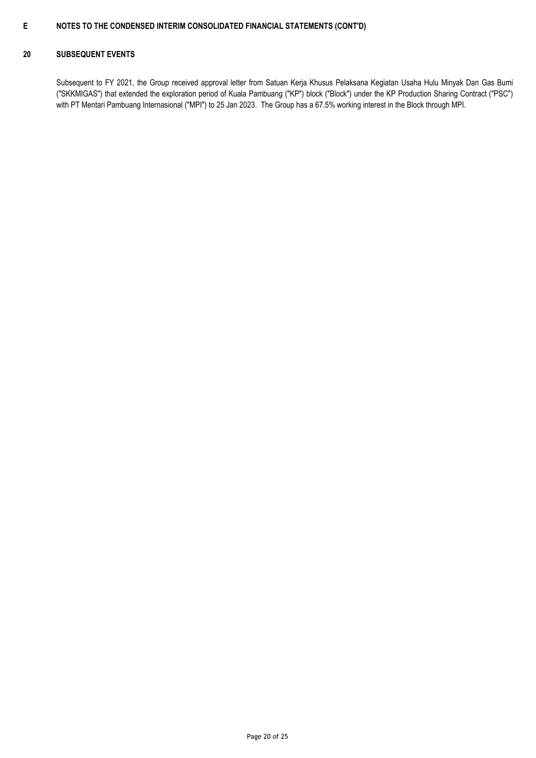# E NOTES TO THE CONDENSED INTERIM CONSOLIDATED FINANCIAL STATEMENTS (CONT'D)

## 20 SUBSEQUENT EVENTS

Subsequent to FY 2021, the Group received approval letter from Satuan Kerja Khusus Pelaksana Kegiatan Usaha Hulu Minyak Dan Gas Bumi ("SKKMIGAS") that extended the exploration period of Kuala Pambuang ("KP") block ("Block") under the KP Production Sharing Contract ("PSC") with PT Mentari Pambuang Internasional ("MPI") to 25 Jan 2023. The Group has a 67.5% working interest in the Block through MPI.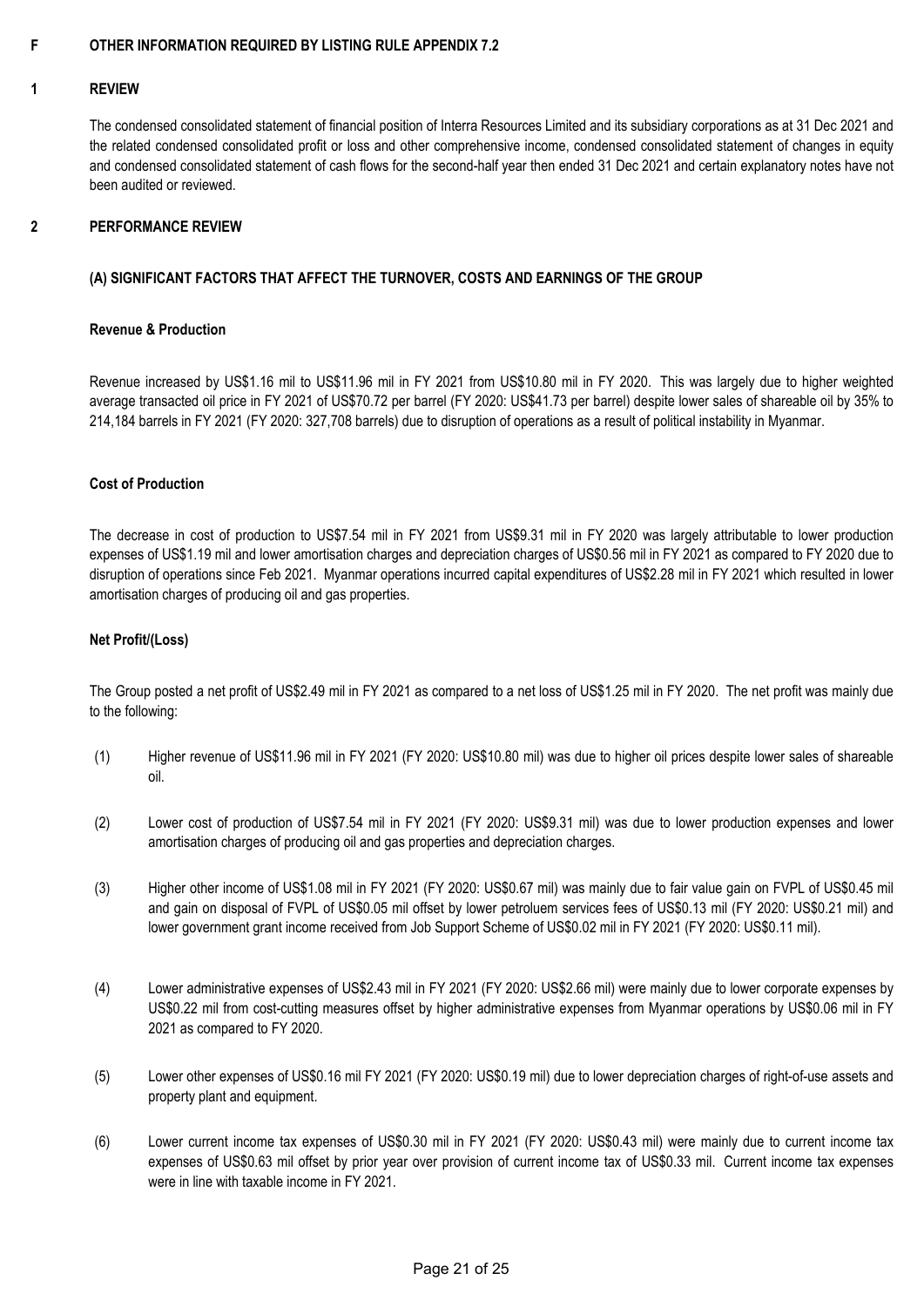# F OTHER INFORMATION REQUIRED BY LISTING RULE APPENDIX 7.2

## 1 REVIEW

The condensed consolidated statement of financial position of Interra Resources Limited and its subsidiary corporations as at 31 Dec 2021 and the related condensed consolidated profit or loss and other comprehensive income, condensed consolidated statement of changes in equity and condensed consolidated statement of cash flows for the second-half year then ended 31 Dec 2021 and certain explanatory notes have not been audited or reviewed.

## 2 PERFORMANCE REVIEW

### (A) SIGNIFICANT FACTORS THAT AFFECT THE TURNOVER, COSTS AND EARNINGS OF THE GROUP

**Revenue & Production**

Revenue increased by US$1.16 mil to US$11.96 mil in FY 2021 from US$10.80 mil in FY 2020. This was largely due to higher weighted average transacted oil price in FY 2021 of US$70.72 per barrel (FY 2020: US$41.73 per barrel) despite lower sales of shareable oil by 35% to 214,184 barrels in FY 2021 (FY 2020: 327,708 barrels) due to disruption of operations as a result of political instability in Myanmar.

**Cost of Production**

The decrease in cost of production to US$7.54 mil in FY 2021 from US$9.31 mil in FY 2020 was largely attributable to lower production expenses of US$1.19 mil and lower amortisation charges and depreciation charges of US$0.56 mil in FY 2021 as compared to FY 2020 due to disruption of operations since Feb 2021. Myanmar operations incurred capital expenditures of US$2.28 mil in FY 2021 which resulted in lower amortisation charges of producing oil and gas properties.

**Net Profit/(Loss)**

The Group posted a net profit of US$2.49 mil in FY 2021 as compared to a net loss of US$1.25 mil in FY 2020. The net profit was mainly due to the following:

(1) Higher revenue of US$11.96 mil in FY 2021 (FY 2020: US$10.80 mil) was due to higher oil prices despite lower sales of shareable oil.

(2) Lower cost of production of US$7.54 mil in FY 2021 (FY 2020: US$9.31 mil) was due to lower production expenses and lower amortisation charges of producing oil and gas properties and depreciation charges.

(3) Higher other income of US$1.08 mil in FY 2021 (FY 2020: US$0.67 mil) was mainly due to fair value gain on FVPL of US$0.45 mil and gain on disposal of FVPL of US$0.05 mil offset by lower petroluem services fees of US$0.13 mil (FY 2020: US$0.21 mil) and lower government grant income received from Job Support Scheme of US$0.02 mil in FY 2021 (FY 2020: US$0.11 mil).

(4) Lower administrative expenses of US$2.43 mil in FY 2021 (FY 2020: US$2.66 mil) were mainly due to lower corporate expenses by US$0.22 mil from cost-cutting measures offset by higher administrative expenses from Myanmar operations by US$0.06 mil in FY 2021 as compared to FY 2020.

(5) Lower other expenses of US$0.16 mil FY 2021 (FY 2020: US$0.19 mil) due to lower depreciation charges of right-of-use assets and property plant and equipment.

(6) Lower current income tax expenses of US$0.30 mil in FY 2021 (FY 2020: US$0.43 mil) were mainly due to current income tax expenses of US$0.63 mil offset by prior year over provision of current income tax of US$0.33 mil. Current income tax expenses were in line with taxable income in FY 2021.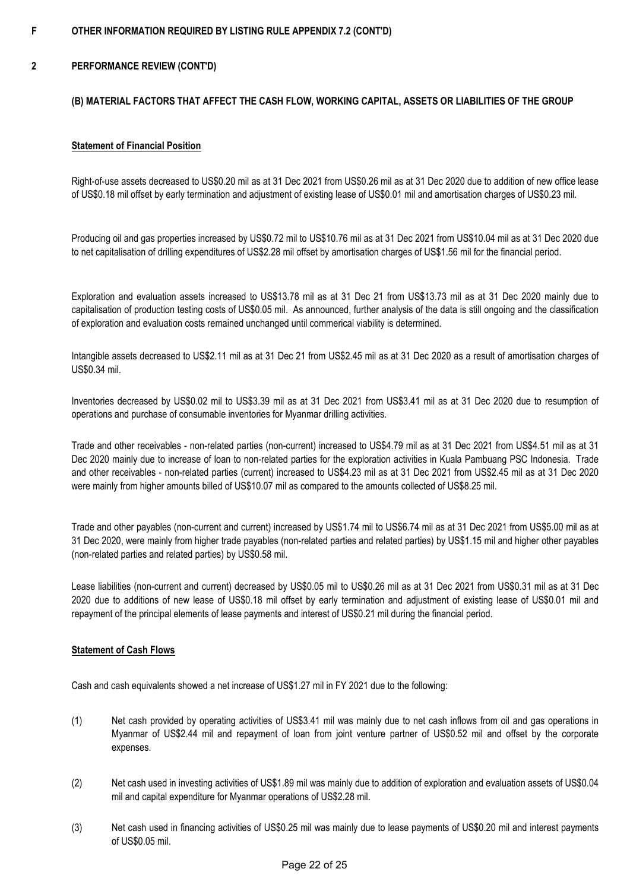# F OTHER INFORMATION REQUIRED BY LISTING RULE APPENDIX 7.2 (CONT'D)

## 2 PERFORMANCE REVIEW (CONT'D)

### (B) MATERIAL FACTORS THAT AFFECT THE CASH FLOW, WORKING CAPITAL, ASSETS OR LIABILITIES OF THE GROUP

**Statement of Financial Position**

Right-of-use assets decreased to US$0.20 mil as at 31 Dec 2021 from US$0.26 mil as at 31 Dec 2020 due to addition of new office lease of US$0.18 mil offset by early termination and adjustment of existing lease of US$0.01 mil and amortisation charges of US$0.23 mil.

Producing oil and gas properties increased by US$0.72 mil to US$10.76 mil as at 31 Dec 2021 from US$10.04 mil as at 31 Dec 2020 due to net capitalisation of drilling expenditures of US$2.28 mil offset by amortisation charges of US$1.56 mil for the financial period.

Exploration and evaluation assets increased to US$13.78 mil as at 31 Dec 21 from US$13.73 mil as at 31 Dec 2020 mainly due to capitalisation of production testing costs of US$0.05 mil. As announced, further analysis of the data is still ongoing and the classification of exploration and evaluation costs remained unchanged until commerical viability is determined.

Intangible assets decreased to US$2.11 mil as at 31 Dec 21 from US$2.45 mil as at 31 Dec 2020 as a result of amortisation charges of US$0.34 mil.

Inventories decreased by US$0.02 mil to US$3.39 mil as at 31 Dec 2021 from US$3.41 mil as at 31 Dec 2020 due to resumption of operations and purchase of consumable inventories for Myanmar drilling activities.

Trade and other receivables - non-related parties (non-current) increased to US$4.79 mil as at 31 Dec 2021 from US$4.51 mil as at 31 Dec 2020 mainly due to increase of loan to non-related parties for the exploration activities in Kuala Pambuang PSC Indonesia. Trade and other receivables - non-related parties (current) increased to US$4.23 mil as at 31 Dec 2021 from US$2.45 mil as at 31 Dec 2020 were mainly from higher amounts billed of US$10.07 mil as compared to the amounts collected of US$8.25 mil.

Trade and other payables (non-current and current) increased by US$1.74 mil to US$6.74 mil as at 31 Dec 2021 from US$5.00 mil as at 31 Dec 2020, were mainly from higher trade payables (non-related parties and related parties) by US$1.15 mil and higher other payables (non-related parties and related parties) by US$0.58 mil.

Lease liabilities (non-current and current) decreased by US$0.05 mil to US$0.26 mil as at 31 Dec 2021 from US$0.31 mil as at 31 Dec 2020 due to additions of new lease of US$0.18 mil offset by early termination and adjustment of existing lease of US$0.01 mil and repayment of the principal elements of lease payments and interest of US$0.21 mil during the financial period.

**Statement of Cash Flows**

Cash and cash equivalents showed a net increase of US$1.27 mil in FY 2021 due to the following:

(1) Net cash provided by operating activities of US$3.41 mil was mainly due to net cash inflows from oil and gas operations in Myanmar of US$2.44 mil and repayment of loan from joint venture partner of US$0.52 mil and offset by the corporate expenses.

(2) Net cash used in investing activities of US$1.89 mil was mainly due to addition of exploration and evaluation assets of US$0.04 mil and capital expenditure for Myanmar operations of US$2.28 mil.

(3) Net cash used in financing activities of US$0.25 mil was mainly due to lease payments of US$0.20 mil and interest payments of US$0.05 mil.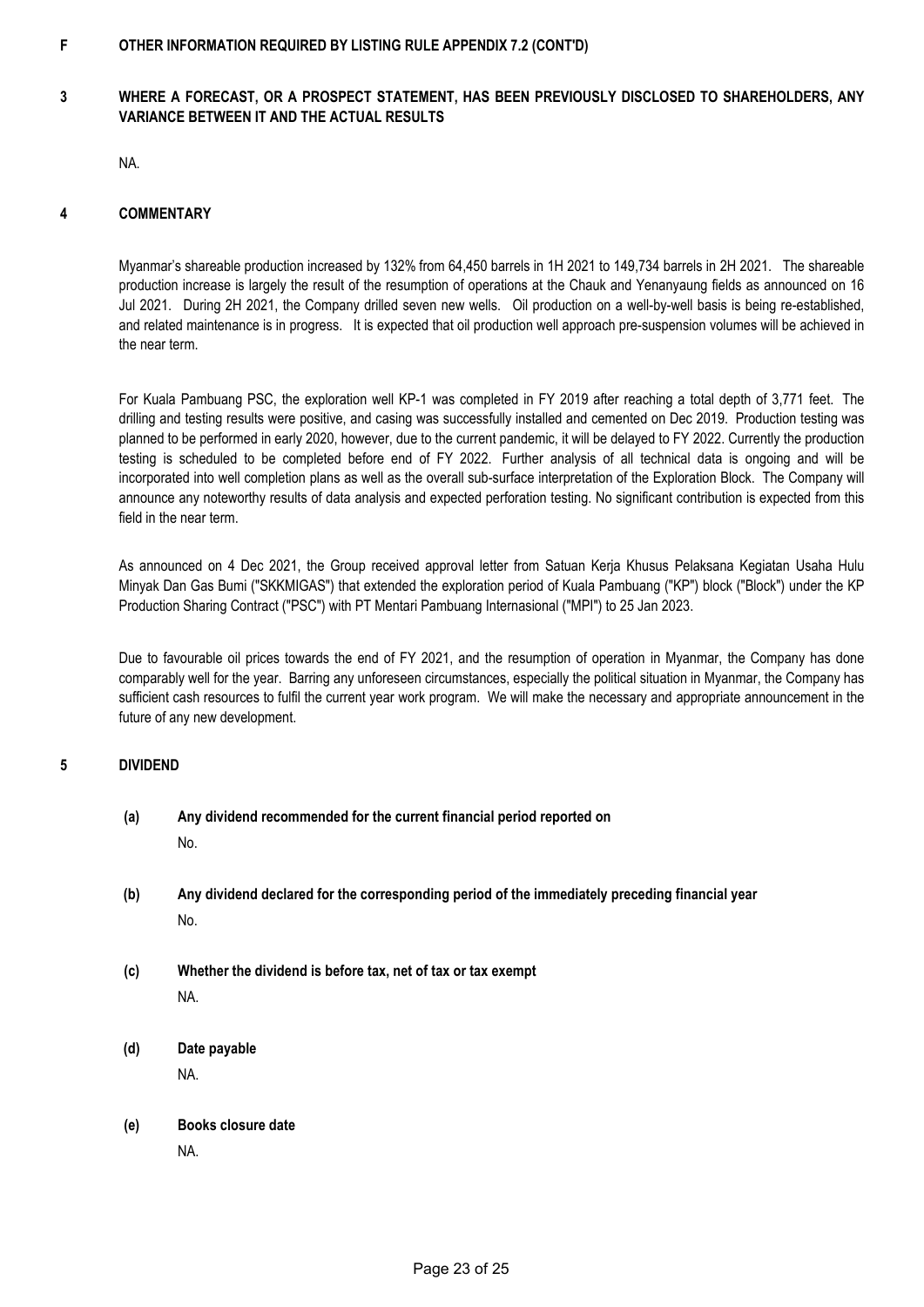**F OTHER INFORMATION REQUIRED BY LISTING RULE APPENDIX 7.2 (CONT'D)**

## 3 WHERE A FORECAST, OR A PROSPECT STATEMENT, HAS BEEN PREVIOUSLY DISCLOSED TO SHAREHOLDERS, ANY VARIANCE BETWEEN IT AND THE ACTUAL RESULTS

NA.

## 4 COMMENTARY

Myanmar's shareable production increased by 132% from 64,450 barrels in 1H 2021 to 149,734 barrels in 2H 2021. The shareable production increase is largely the result of the resumption of operations at the Chauk and Yenanyaung fields as announced on 16 Jul 2021. During 2H 2021, the Company drilled seven new wells. Oil production on a well-by-well basis is being re-established, and related maintenance is in progress. It is expected that oil production well approach pre-suspension volumes will be achieved in the near term.

For Kuala Pambuang PSC, the exploration well KP-1 was completed in FY 2019 after reaching a total depth of 3,771 feet. The drilling and testing results were positive, and casing was successfully installed and cemented on Dec 2019. Production testing was planned to be performed in early 2020, however, due to the current pandemic, it will be delayed to FY 2022. Currently the production testing is scheduled to be completed before end of FY 2022. Further analysis of all technical data is ongoing and will be incorporated into well completion plans as well as the overall sub-surface interpretation of the Exploration Block. The Company will announce any noteworthy results of data analysis and expected perforation testing. No significant contribution is expected from this field in the near term.

As announced on 4 Dec 2021, the Group received approval letter from Satuan Kerja Khusus Pelaksana Kegiatan Usaha Hulu Minyak Dan Gas Bumi ("SKKMIGAS") that extended the exploration period of Kuala Pambuang ("KP") block ("Block") under the KP Production Sharing Contract ("PSC") with PT Mentari Pambuang Internasional ("MPI") to 25 Jan 2023.

Due to favourable oil prices towards the end of FY 2021, and the resumption of operation in Myanmar, the Company has done comparably well for the year. Barring any unforeseen circumstances, especially the political situation in Myanmar, the Company has sufficient cash resources to fulfil the current year work program. We will make the necessary and appropriate announcement in the future of any new development.

## 5 DIVIDEND

**(a) Any dividend recommended for the current financial period reported on**

No.

**(b) Any dividend declared for the corresponding period of the immediately preceding financial year**

No.

**(c) Whether the dividend is before tax, net of tax or tax exempt**

NA.

**(d) Date payable**

NA.

**(e) Books closure date**

NA.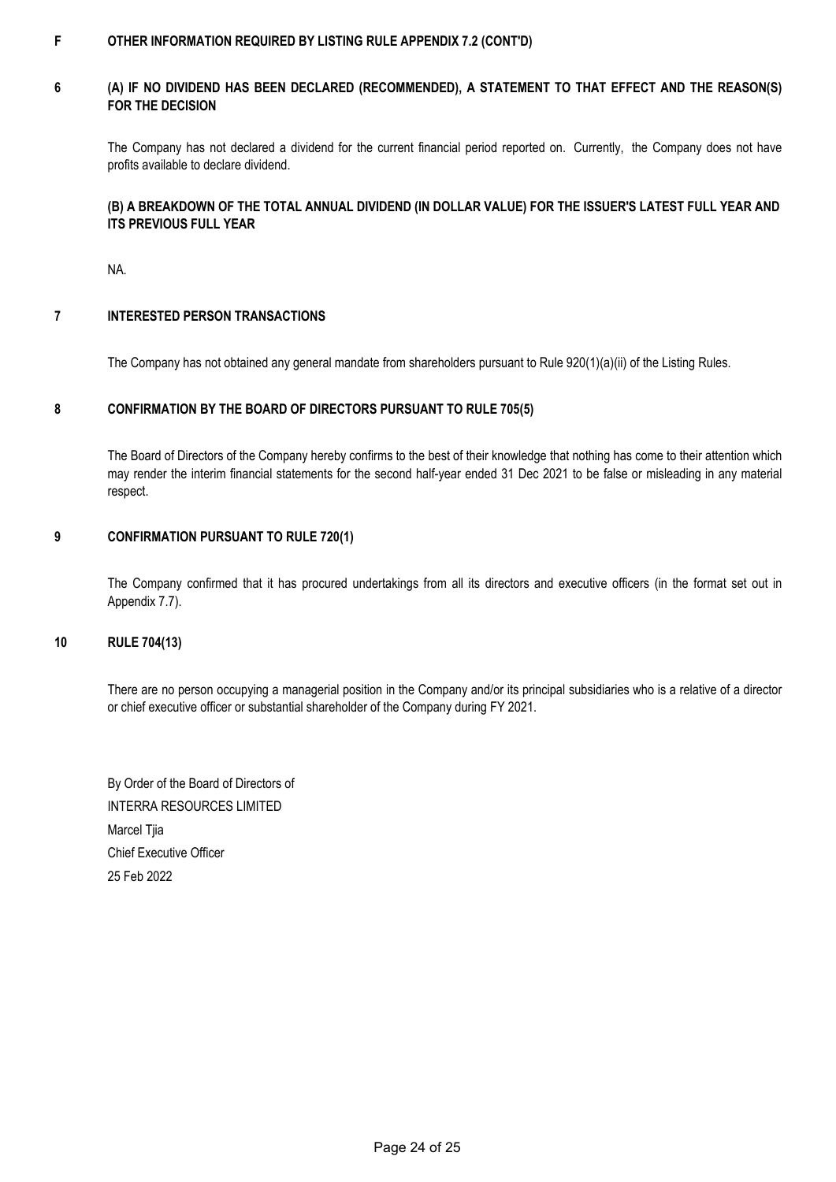## F OTHER INFORMATION REQUIRED BY LISTING RULE APPENDIX 7.2 (CONT'D)

### 6 (A) IF NO DIVIDEND HAS BEEN DECLARED (RECOMMENDED), A STATEMENT TO THAT EFFECT AND THE REASON(S) FOR THE DECISION

The Company has not declared a dividend for the current financial period reported on. Currently, the Company does not have profits available to declare dividend.

### (B) A BREAKDOWN OF THE TOTAL ANNUAL DIVIDEND (IN DOLLAR VALUE) FOR THE ISSUER'S LATEST FULL YEAR AND ITS PREVIOUS FULL YEAR

NA.

### 7 INTERESTED PERSON TRANSACTIONS

The Company has not obtained any general mandate from shareholders pursuant to Rule 920(1)(a)(ii) of the Listing Rules.

### 8 CONFIRMATION BY THE BOARD OF DIRECTORS PURSUANT TO RULE 705(5)

The Board of Directors of the Company hereby confirms to the best of their knowledge that nothing has come to their attention which may render the interim financial statements for the second half-year ended 31 Dec 2021 to be false or misleading in any material respect.

### 9 CONFIRMATION PURSUANT TO RULE 720(1)

The Company confirmed that it has procured undertakings from all its directors and executive officers (in the format set out in Appendix 7.7).

### 10 RULE 704(13)

There are no person occupying a managerial position in the Company and/or its principal subsidiaries who is a relative of a director or chief executive officer or substantial shareholder of the Company during FY 2021.

By Order of the Board of Directors of
INTERRA RESOURCES LIMITED
Marcel Tjia
Chief Executive Officer
25 Feb 2022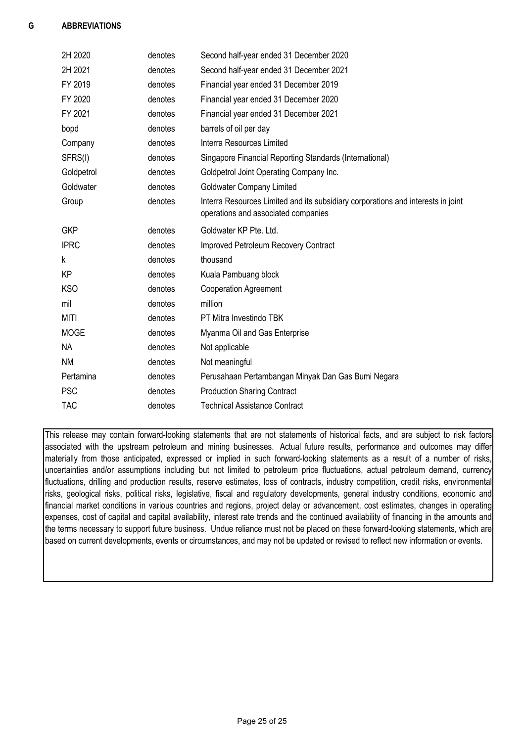## G ABBREVIATIONS

| | | |
|---|---|---|
| 2H 2020 | denotes | Second half-year ended 31 December 2020 |
| 2H 2021 | denotes | Second half-year ended 31 December 2021 |
| FY 2019 | denotes | Financial year ended 31 December 2019 |
| FY 2020 | denotes | Financial year ended 31 December 2020 |
| FY 2021 | denotes | Financial year ended 31 December 2021 |
| bopd | denotes | barrels of oil per day |
| Company | denotes | Interra Resources Limited |
| SFRS(I) | denotes | Singapore Financial Reporting Standards (International) |
| Goldpetrol | denotes | Goldpetrol Joint Operating Company Inc. |
| Goldwater | denotes | Goldwater Company Limited |
| Group | denotes | Interra Resources Limited and its subsidiary corporations and interests in joint operations and associated companies |
| GKP | denotes | Goldwater KP Pte. Ltd. |
| IPRC | denotes | Improved Petroleum Recovery Contract |
| k | denotes | thousand |
| KP | denotes | Kuala Pambuang block |
| KSO | denotes | Cooperation Agreement |
| mil | denotes | million |
| MITI | denotes | PT Mitra Investindo TBK |
| MOGE | denotes | Myanma Oil and Gas Enterprise |
| NA | denotes | Not applicable |
| NM | denotes | Not meaningful |
| Pertamina | denotes | Perusahaan Pertambangan Minyak Dan Gas Bumi Negara |
| PSC | denotes | Production Sharing Contract |
| TAC | denotes | Technical Assistance Contract |

This release may contain forward-looking statements that are not statements of historical facts, and are subject to risk factors associated with the upstream petroleum and mining businesses. Actual future results, performance and outcomes may differ materially from those anticipated, expressed or implied in such forward-looking statements as a result of a number of risks, uncertainties and/or assumptions including but not limited to petroleum price fluctuations, actual petroleum demand, currency fluctuations, drilling and production results, reserve estimates, loss of contracts, industry competition, credit risks, environmental risks, geological risks, political risks, legislative, fiscal and regulatory developments, general industry conditions, economic and financial market conditions in various countries and regions, project delay or advancement, cost estimates, changes in operating expenses, cost of capital and capital availability, interest rate trends and the continued availability of financing in the amounts and the terms necessary to support future business. Undue reliance must not be placed on these forward-looking statements, which are based on current developments, events or circumstances, and may not be updated or revised to reflect new information or events.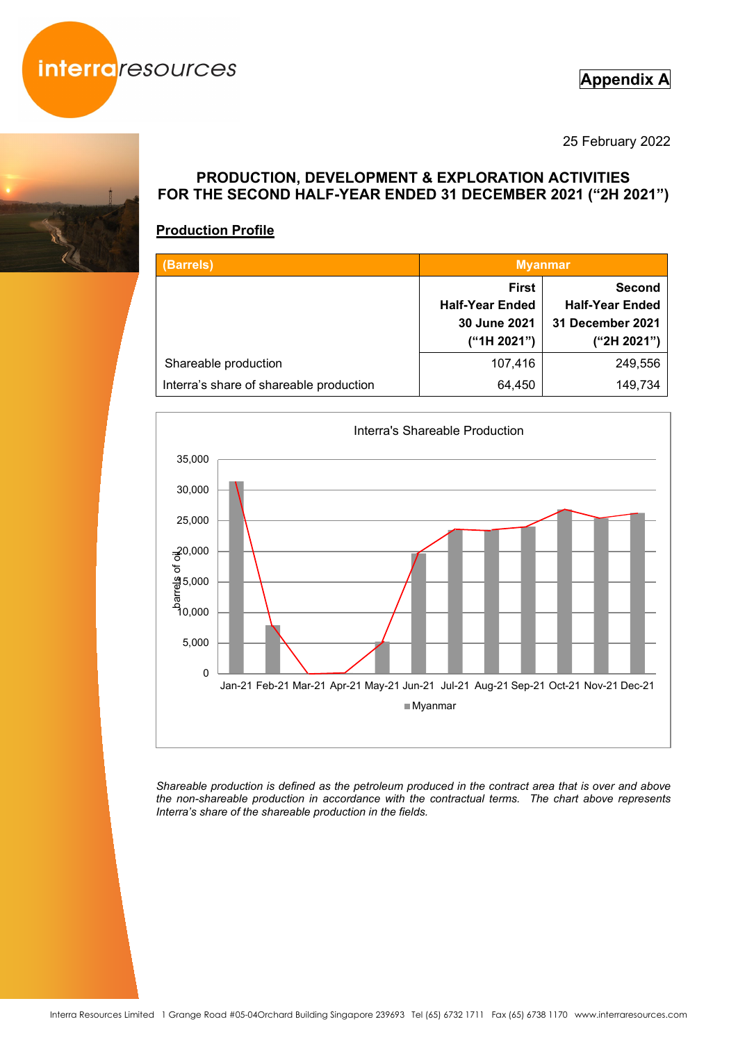**Appendix A**

25 February 2022

## PRODUCTION, DEVELOPMENT & EXPLORATION ACTIVITIES FOR THE SECOND HALF-YEAR ENDED 31 DECEMBER 2021 ("2H 2021")

### Production Profile

| (Barrels) | Myanmar | |
|---|---|---|
| | **First Half-Year Ended 30 June 2021 ("1H 2021")** | **Second Half-Year Ended 31 December 2021 ("2H 2021")** |
| Shareable production | 107,416 | 249,556 |
| Interra's share of shareable production | 64,450 | 149,734 |

Interra's Shareable Production

| Month | Myanmar (barrels of oil, approx.) |
|---|---|
| Jan-21 | 31,400 |
| Feb-21 | 7,900 |
| Mar-21 | 0 |
| Apr-21 | 100 |
| May-21 | 5,200 |
| Jun-21 | 19,800 |
| Jul-21 | 23,600 |
| Aug-21 | 23,400 |
| Sep-21 | 24,000 |
| Oct-21 | 26,800 |
| Nov-21 | 25,500 |
| Dec-21 | 26,200 |

*Shareable production is defined as the petroleum produced in the contract area that is over and above the non-shareable production in accordance with the contractual terms. The chart above represents Interra's share of the shareable production in the fields.*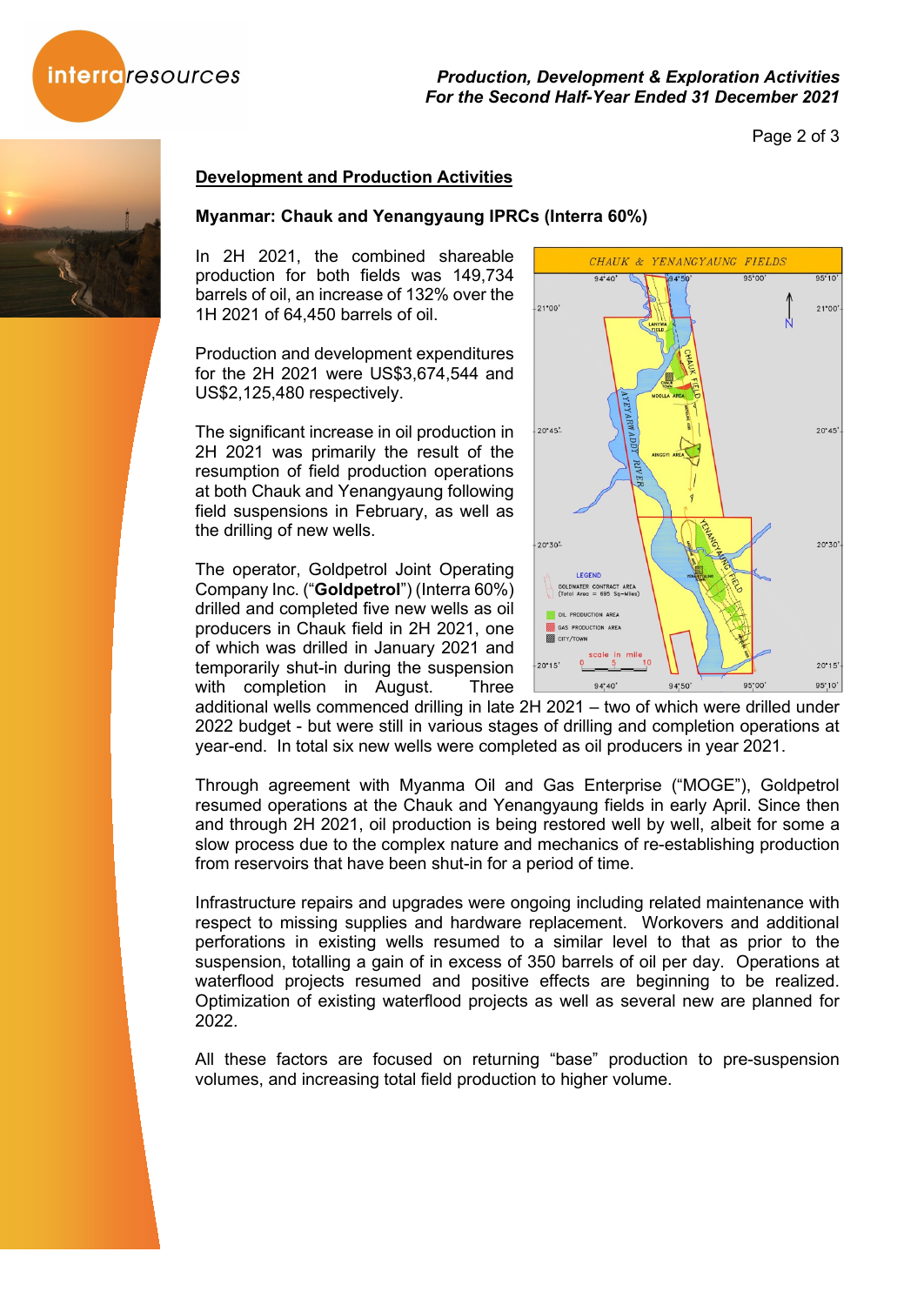## Development and Production Activities

### Myanmar: Chauk and Yenangyaung IPRCs (Interra 60%)

In 2H 2021, the combined shareable production for both fields was 149,734 barrels of oil, an increase of 132% over the 1H 2021 of 64,450 barrels of oil.

Production and development expenditures for the 2H 2021 were US$3,674,544 and US$2,125,480 respectively.

The significant increase in oil production in 2H 2021 was primarily the result of the resumption of field production operations at both Chauk and Yenangyaung following field suspensions in February, as well as the drilling of new wells.

The operator, Goldpetrol Joint Operating Company Inc. ("**Goldpetrol**") (Interra 60%) drilled and completed five new wells as oil producers in Chauk field in 2H 2021, one of which was drilled in January 2021 and temporarily shut-in during the suspension with completion in August. Three additional wells commenced drilling in late 2H 2021 – two of which were drilled under 2022 budget - but were still in various stages of drilling and completion operations at year-end. In total six new wells were completed as oil producers in year 2021.

Through agreement with Myanma Oil and Gas Enterprise ("MOGE"), Goldpetrol resumed operations at the Chauk and Yenangyaung fields in early April. Since then and through 2H 2021, oil production is being restored well by well, albeit for some a slow process due to the complex nature and mechanics of re-establishing production from reservoirs that have been shut-in for a period of time.

Infrastructure repairs and upgrades were ongoing including related maintenance with respect to missing supplies and hardware replacement. Workovers and additional perforations in existing wells resumed to a similar level to that as prior to the suspension, totalling a gain of in excess of 350 barrels of oil per day. Operations at waterflood projects resumed and positive effects are beginning to be realized. Optimization of existing waterflood projects as well as several new are planned for 2022.

All these factors are focused on returning "base" production to pre-suspension volumes, and increasing total field production to higher volume.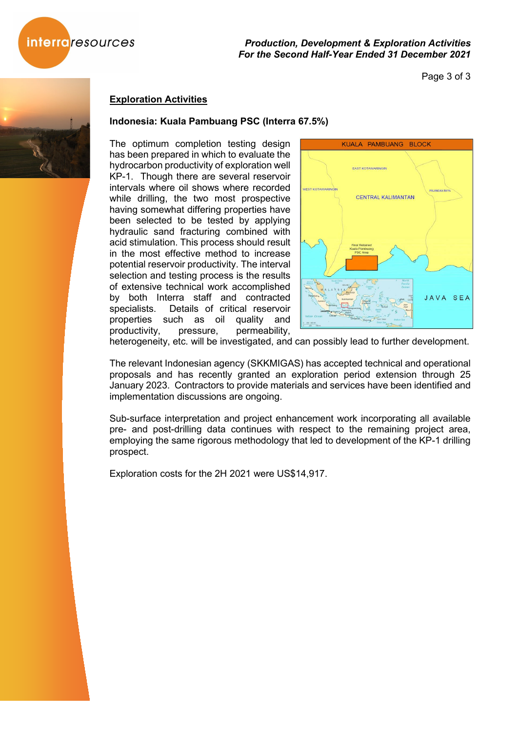## Exploration Activities

### Indonesia: Kuala Pambuang PSC (Interra 67.5%)

The optimum completion testing design has been prepared in which to evaluate the hydrocarbon productivity of exploration well KP-1. Though there are several reservoir intervals where oil shows where recorded while drilling, the two most prospective having somewhat differing properties have been selected to be tested by applying hydraulic sand fracturing combined with acid stimulation. This process should result in the most effective method to increase potential reservoir productivity. The interval selection and testing process is the results of extensive technical work accomplished by both Interra staff and contracted specialists. Details of critical reservoir properties such as oil quality and productivity, pressure, permeability, heterogeneity, etc. will be investigated, and can possibly lead to further development.

KUALA PAMBUANG BLOCK

EAST KOTAWARINGIN

WEST KOTAWARINGIN

PALANGKA RAYA

CENTRAL KALIMANTAN

Final Retained Kuala Pambuang PSC Area

JAVA SEA

The relevant Indonesian agency (SKKMIGAS) has accepted technical and operational proposals and has recently granted an exploration period extension through 25 January 2023. Contractors to provide materials and services have been identified and implementation discussions are ongoing.

Sub-surface interpretation and project enhancement work incorporating all available pre- and post-drilling data continues with respect to the remaining project area, employing the same rigorous methodology that led to development of the KP-1 drilling prospect.

Exploration costs for the 2H 2021 were US$14,917.